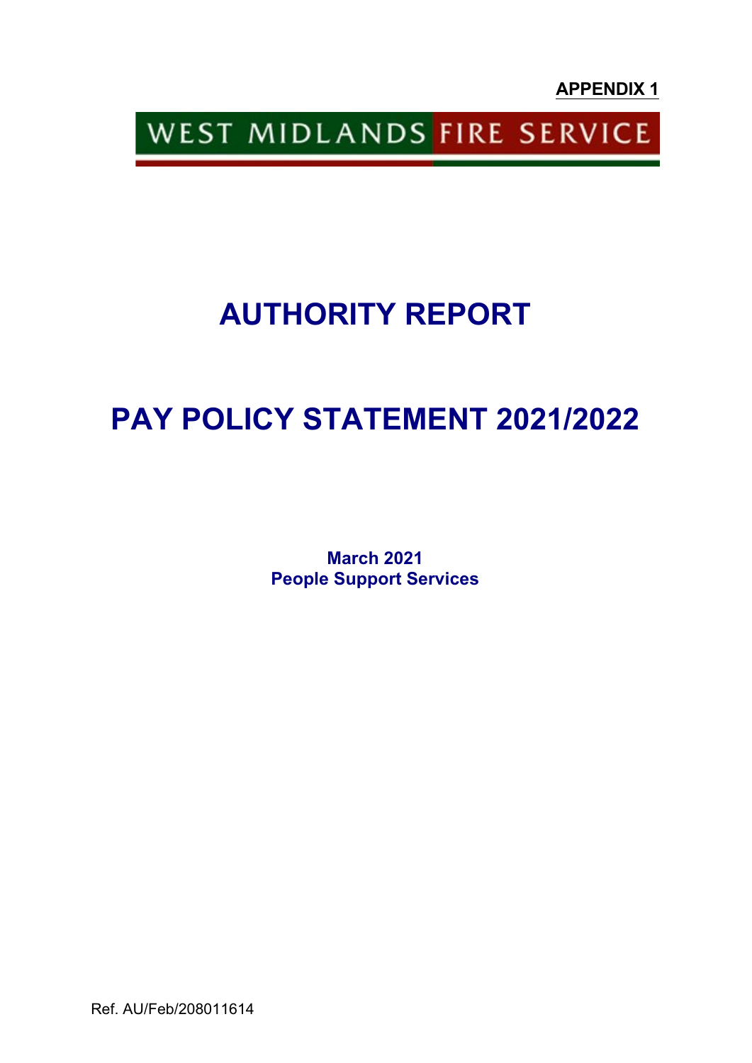**APPENDIX 1**

WEST MIDLANDS FIRE SERVICE

# AUTHORITY REPORT

# PAY POLICY STATEMENT 2021/2022

**March 2021**
**People Support Services**

Ref. AU/Feb/208011614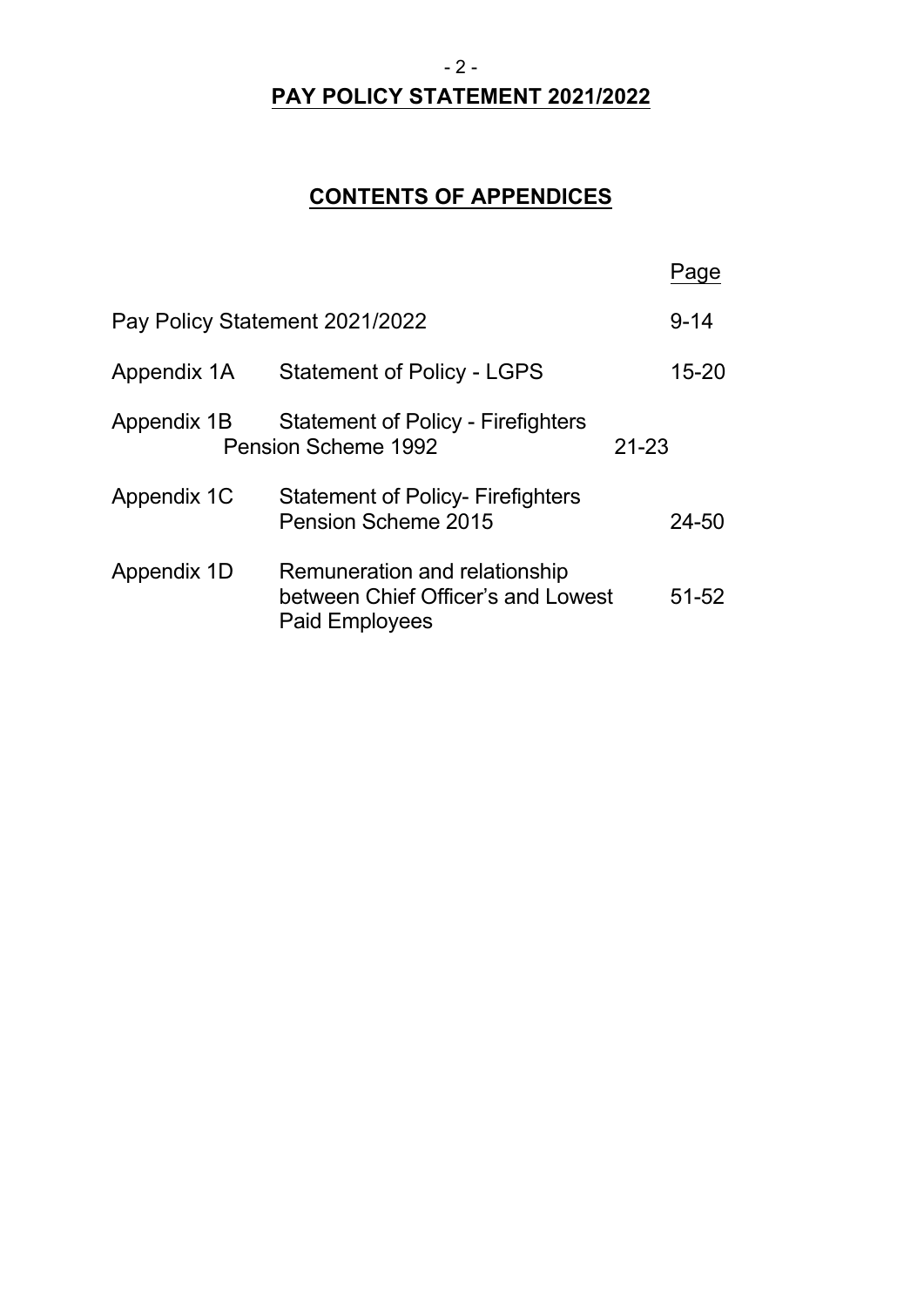# PAY POLICY STATEMENT 2021/2022

## CONTENTS OF APPENDICES

| | | Page |
|---|---|---|
| Pay Policy Statement 2021/2022 | | 9-14 |
| Appendix 1A | Statement of Policy - LGPS | 15-20 |
| Appendix 1B | Statement of Policy - Firefighters Pension Scheme 1992 | 21-23 |
| Appendix 1C | Statement of Policy- Firefighters Pension Scheme 2015 | 24-50 |
| Appendix 1D | Remuneration and relationship between Chief Officer's and Lowest Paid Employees | 51-52 |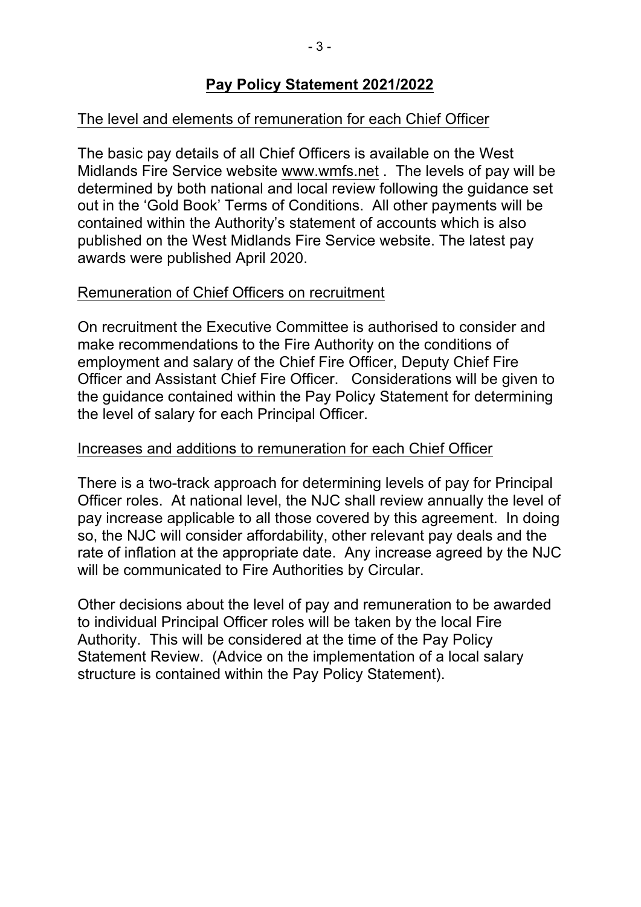**Pay Policy Statement 2021/2022**

The level and elements of remuneration for each Chief Officer

The basic pay details of all Chief Officers is available on the West Midlands Fire Service website www.wmfs.net . The levels of pay will be determined by both national and local review following the guidance set out in the 'Gold Book' Terms of Conditions. All other payments will be contained within the Authority's statement of accounts which is also published on the West Midlands Fire Service website. The latest pay awards were published April 2020.

Remuneration of Chief Officers on recruitment

On recruitment the Executive Committee is authorised to consider and make recommendations to the Fire Authority on the conditions of employment and salary of the Chief Fire Officer, Deputy Chief Fire Officer and Assistant Chief Fire Officer. Considerations will be given to the guidance contained within the Pay Policy Statement for determining the level of salary for each Principal Officer.

Increases and additions to remuneration for each Chief Officer

There is a two-track approach for determining levels of pay for Principal Officer roles. At national level, the NJC shall review annually the level of pay increase applicable to all those covered by this agreement. In doing so, the NJC will consider affordability, other relevant pay deals and the rate of inflation at the appropriate date. Any increase agreed by the NJC will be communicated to Fire Authorities by Circular.

Other decisions about the level of pay and remuneration to be awarded to individual Principal Officer roles will be taken by the local Fire Authority. This will be considered at the time of the Pay Policy Statement Review. (Advice on the implementation of a local salary structure is contained within the Pay Policy Statement).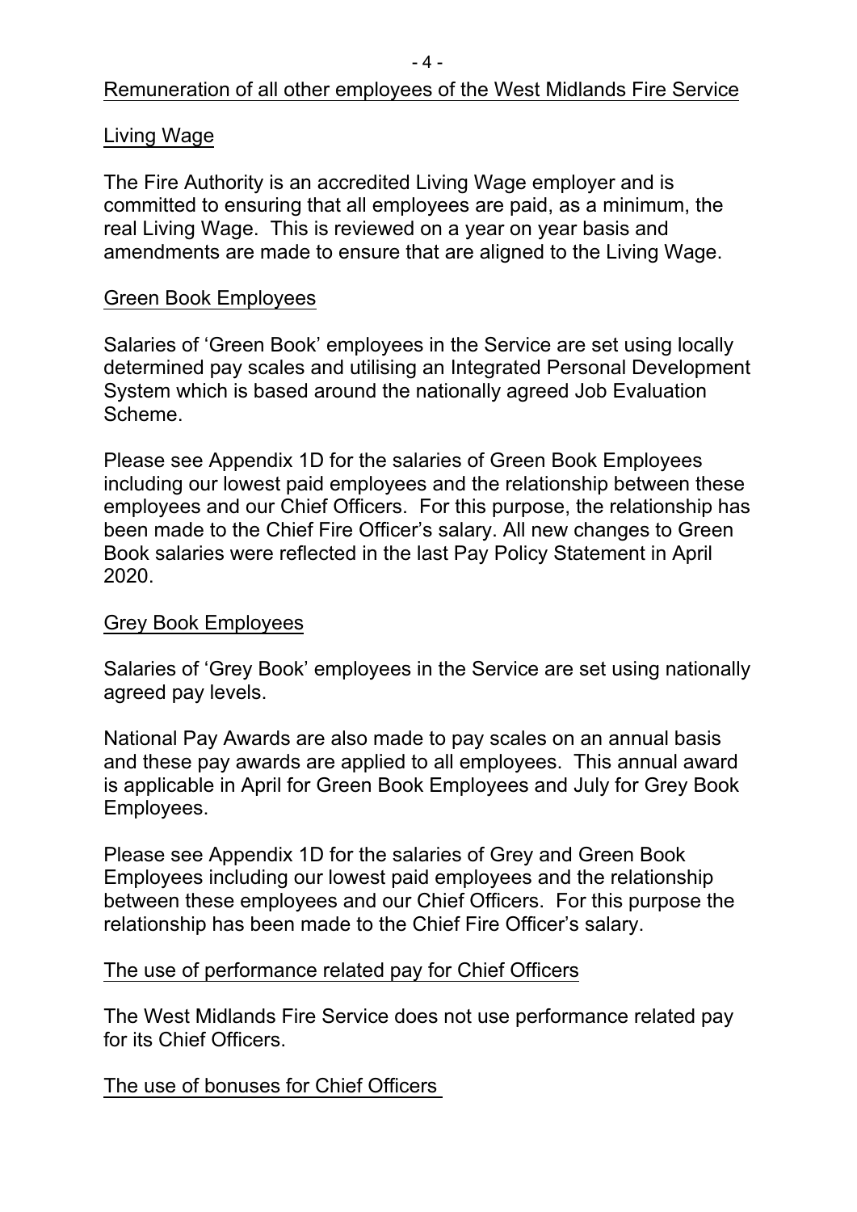## Remuneration of all other employees of the West Midlands Fire Service

### Living Wage

The Fire Authority is an accredited Living Wage employer and is committed to ensuring that all employees are paid, as a minimum, the real Living Wage. This is reviewed on a year on year basis and amendments are made to ensure that are aligned to the Living Wage.

### Green Book Employees

Salaries of 'Green Book' employees in the Service are set using locally determined pay scales and utilising an Integrated Personal Development System which is based around the nationally agreed Job Evaluation Scheme.

Please see Appendix 1D for the salaries of Green Book Employees including our lowest paid employees and the relationship between these employees and our Chief Officers. For this purpose, the relationship has been made to the Chief Fire Officer's salary. All new changes to Green Book salaries were reflected in the last Pay Policy Statement in April 2020.

### Grey Book Employees

Salaries of 'Grey Book' employees in the Service are set using nationally agreed pay levels.

National Pay Awards are also made to pay scales on an annual basis and these pay awards are applied to all employees. This annual award is applicable in April for Green Book Employees and July for Grey Book Employees.

Please see Appendix 1D for the salaries of Grey and Green Book Employees including our lowest paid employees and the relationship between these employees and our Chief Officers. For this purpose the relationship has been made to the Chief Fire Officer's salary.

### The use of performance related pay for Chief Officers

The West Midlands Fire Service does not use performance related pay for its Chief Officers.

### The use of bonuses for Chief Officers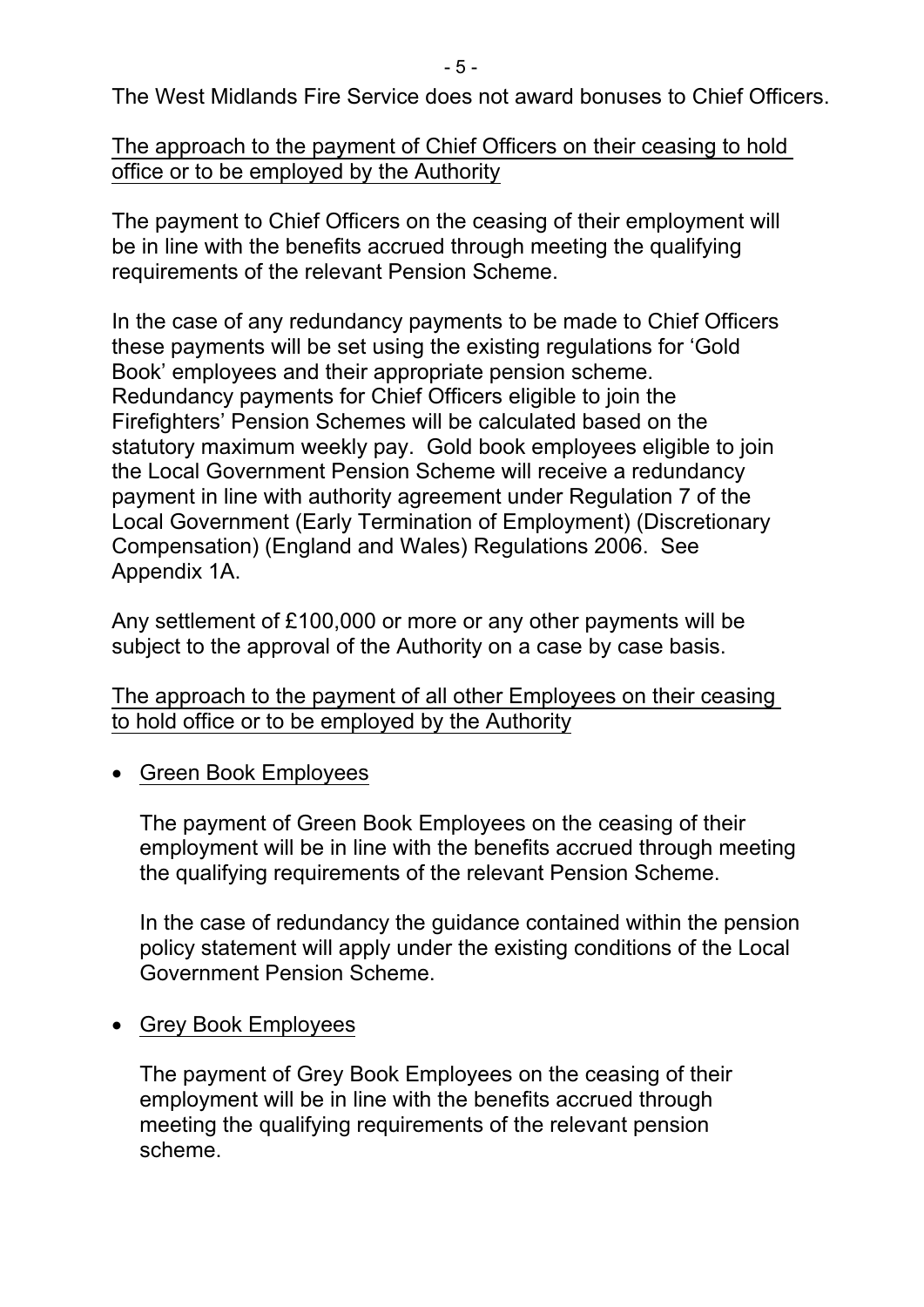The West Midlands Fire Service does not award bonuses to Chief Officers.

<u>The approach to the payment of Chief Officers on their ceasing to hold office or to be employed by the Authority</u>

The payment to Chief Officers on the ceasing of their employment will be in line with the benefits accrued through meeting the qualifying requirements of the relevant Pension Scheme.

In the case of any redundancy payments to be made to Chief Officers these payments will be set using the existing regulations for 'Gold Book' employees and their appropriate pension scheme. Redundancy payments for Chief Officers eligible to join the Firefighters' Pension Schemes will be calculated based on the statutory maximum weekly pay. Gold book employees eligible to join the Local Government Pension Scheme will receive a redundancy payment in line with authority agreement under Regulation 7 of the Local Government (Early Termination of Employment) (Discretionary Compensation) (England and Wales) Regulations 2006. See Appendix 1A.

Any settlement of £100,000 or more or any other payments will be subject to the approval of the Authority on a case by case basis.

<u>The approach to the payment of all other Employees on their ceasing to hold office or to be employed by the Authority</u>

- <u>Green Book Employees</u>

  The payment of Green Book Employees on the ceasing of their employment will be in line with the benefits accrued through meeting the qualifying requirements of the relevant Pension Scheme.

  In the case of redundancy the guidance contained within the pension policy statement will apply under the existing conditions of the Local Government Pension Scheme.

- <u>Grey Book Employees</u>

  The payment of Grey Book Employees on the ceasing of their employment will be in line with the benefits accrued through meeting the qualifying requirements of the relevant pension scheme.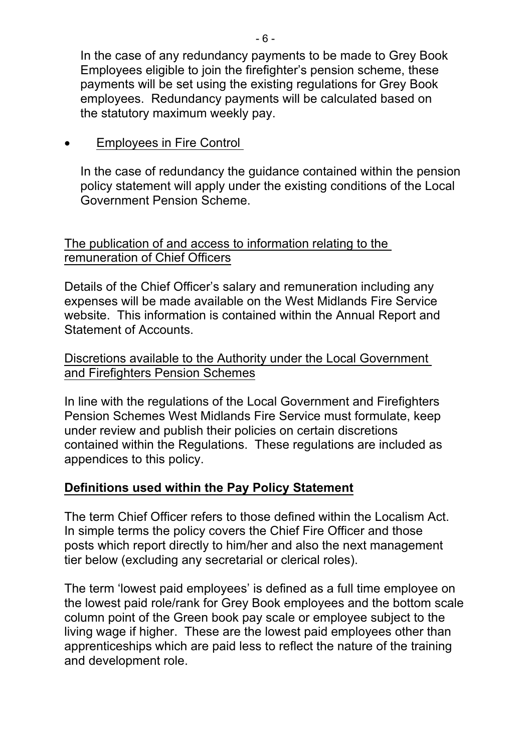In the case of any redundancy payments to be made to Grey Book Employees eligible to join the firefighter's pension scheme, these payments will be set using the existing regulations for Grey Book employees. Redundancy payments will be calculated based on the statutory maximum weekly pay.

- Employees in Fire Control

  In the case of redundancy the guidance contained within the pension policy statement will apply under the existing conditions of the Local Government Pension Scheme.

The publication of and access to information relating to the remuneration of Chief Officers

Details of the Chief Officer's salary and remuneration including any expenses will be made available on the West Midlands Fire Service website. This information is contained within the Annual Report and Statement of Accounts.

Discretions available to the Authority under the Local Government and Firefighters Pension Schemes

In line with the regulations of the Local Government and Firefighters Pension Schemes West Midlands Fire Service must formulate, keep under review and publish their policies on certain discretions contained within the Regulations. These regulations are included as appendices to this policy.

## **Definitions used within the Pay Policy Statement**

The term Chief Officer refers to those defined within the Localism Act. In simple terms the policy covers the Chief Fire Officer and those posts which report directly to him/her and also the next management tier below (excluding any secretarial or clerical roles).

The term 'lowest paid employees' is defined as a full time employee on the lowest paid role/rank for Grey Book employees and the bottom scale column point of the Green book pay scale or employee subject to the living wage if higher. These are the lowest paid employees other than apprenticeships which are paid less to reflect the nature of the training and development role.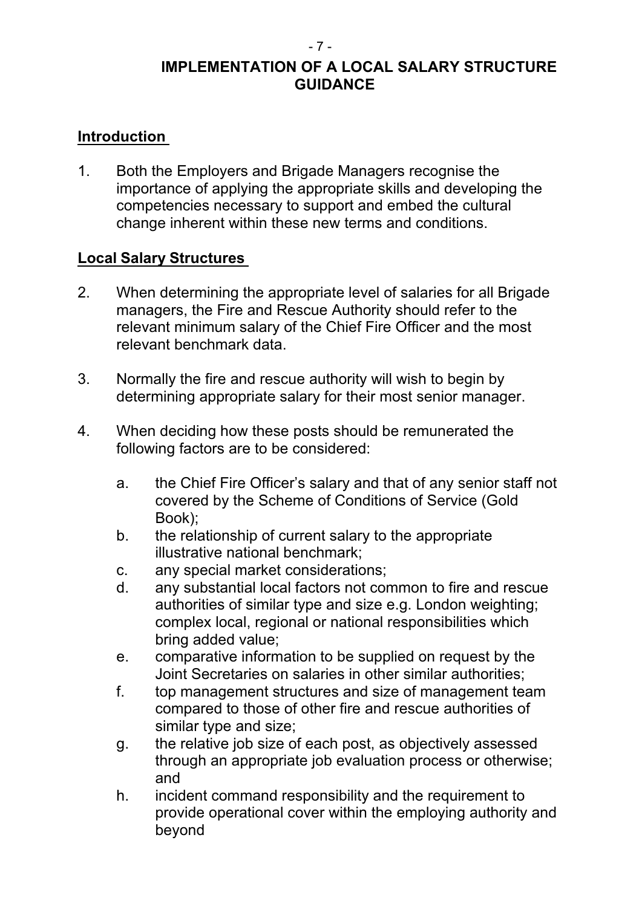# IMPLEMENTATION OF A LOCAL SALARY STRUCTURE GUIDANCE

## Introduction

1. Both the Employers and Brigade Managers recognise the importance of applying the appropriate skills and developing the competencies necessary to support and embed the cultural change inherent within these new terms and conditions.

## Local Salary Structures

2. When determining the appropriate level of salaries for all Brigade managers, the Fire and Rescue Authority should refer to the relevant minimum salary of the Chief Fire Officer and the most relevant benchmark data.

3. Normally the fire and rescue authority will wish to begin by determining appropriate salary for their most senior manager.

4. When deciding how these posts should be remunerated the following factors are to be considered:

   a. the Chief Fire Officer's salary and that of any senior staff not covered by the Scheme of Conditions of Service (Gold Book);
   b. the relationship of current salary to the appropriate illustrative national benchmark;
   c. any special market considerations;
   d. any substantial local factors not common to fire and rescue authorities of similar type and size e.g. London weighting; complex local, regional or national responsibilities which bring added value;
   e. comparative information to be supplied on request by the Joint Secretaries on salaries in other similar authorities;
   f. top management structures and size of management team compared to those of other fire and rescue authorities of similar type and size;
   g. the relative job size of each post, as objectively assessed through an appropriate job evaluation process or otherwise; and
   h. incident command responsibility and the requirement to provide operational cover within the employing authority and beyond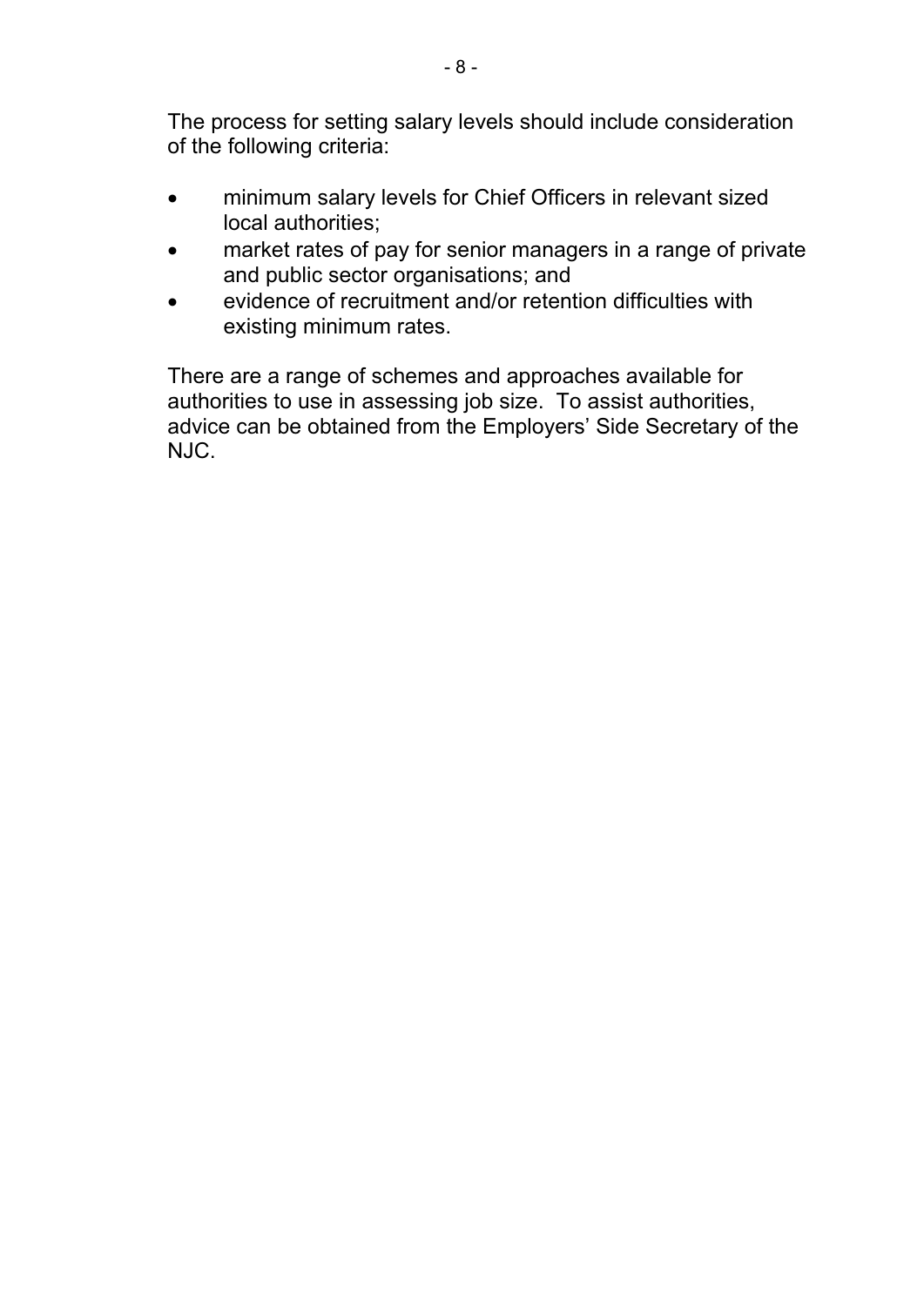The process for setting salary levels should include consideration of the following criteria:

- minimum salary levels for Chief Officers in relevant sized local authorities;
- market rates of pay for senior managers in a range of private and public sector organisations; and
- evidence of recruitment and/or retention difficulties with existing minimum rates.

There are a range of schemes and approaches available for authorities to use in assessing job size. To assist authorities, advice can be obtained from the Employers' Side Secretary of the NJC.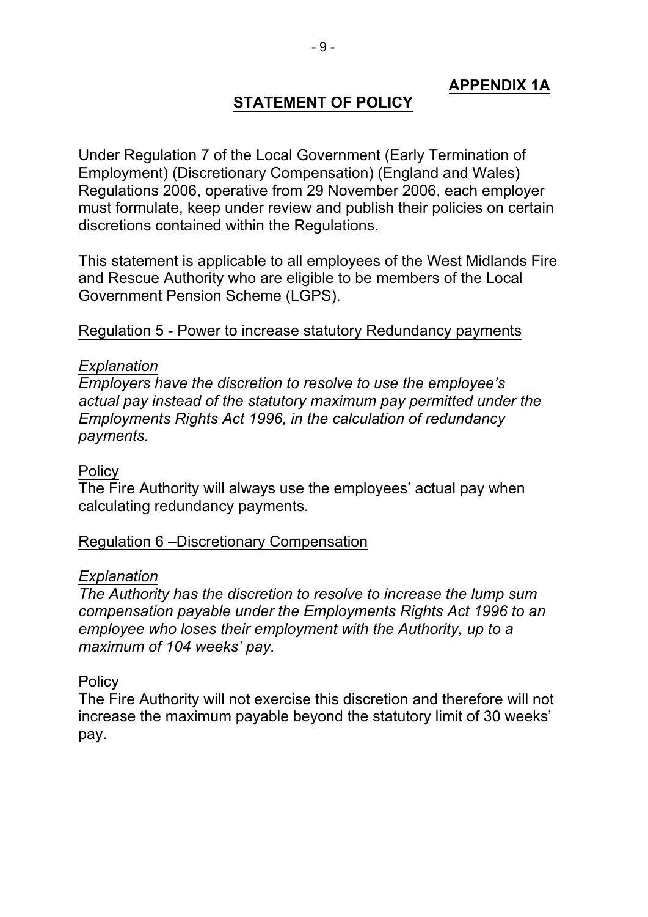**APPENDIX 1A**

# STATEMENT OF POLICY

Under Regulation 7 of the Local Government (Early Termination of Employment) (Discretionary Compensation) (England and Wales) Regulations 2006, operative from 29 November 2006, each employer must formulate, keep under review and publish their policies on certain discretions contained within the Regulations.

This statement is applicable to all employees of the West Midlands Fire and Rescue Authority who are eligible to be members of the Local Government Pension Scheme (LGPS).

## Regulation 5 - Power to increase statutory Redundancy payments

*Explanation*

*Employers have the discretion to resolve to use the employee's actual pay instead of the statutory maximum pay permitted under the Employments Rights Act 1996, in the calculation of redundancy payments.*

Policy

The Fire Authority will always use the employees' actual pay when calculating redundancy payments.

## Regulation 6 –Discretionary Compensation

*Explanation*

*The Authority has the discretion to resolve to increase the lump sum compensation payable under the Employments Rights Act 1996 to an employee who loses their employment with the Authority, up to a maximum of 104 weeks' pay.*

Policy

The Fire Authority will not exercise this discretion and therefore will not increase the maximum payable beyond the statutory limit of 30 weeks' pay.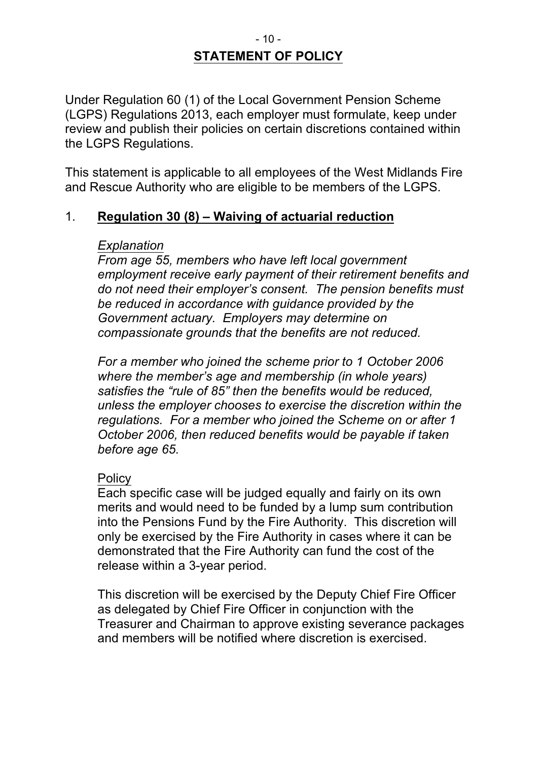## **STATEMENT OF POLICY**

Under Regulation 60 (1) of the Local Government Pension Scheme (LGPS) Regulations 2013, each employer must formulate, keep under review and publish their policies on certain discretions contained within the LGPS Regulations.

This statement is applicable to all employees of the West Midlands Fire and Rescue Authority who are eligible to be members of the LGPS.

### 1. **Regulation 30 (8) – Waiving of actuarial reduction**

*Explanation*

*From age 55, members who have left local government employment receive early payment of their retirement benefits and do not need their employer's consent. The pension benefits must be reduced in accordance with guidance provided by the Government actuary. Employers may determine on compassionate grounds that the benefits are not reduced.*

*For a member who joined the scheme prior to 1 October 2006 where the member's age and membership (in whole years) satisfies the "rule of 85" then the benefits would be reduced, unless the employer chooses to exercise the discretion within the regulations. For a member who joined the Scheme on or after 1 October 2006, then reduced benefits would be payable if taken before age 65.*

Policy

Each specific case will be judged equally and fairly on its own merits and would need to be funded by a lump sum contribution into the Pensions Fund by the Fire Authority. This discretion will only be exercised by the Fire Authority in cases where it can be demonstrated that the Fire Authority can fund the cost of the release within a 3-year period.

This discretion will be exercised by the Deputy Chief Fire Officer as delegated by Chief Fire Officer in conjunction with the Treasurer and Chairman to approve existing severance packages and members will be notified where discretion is exercised.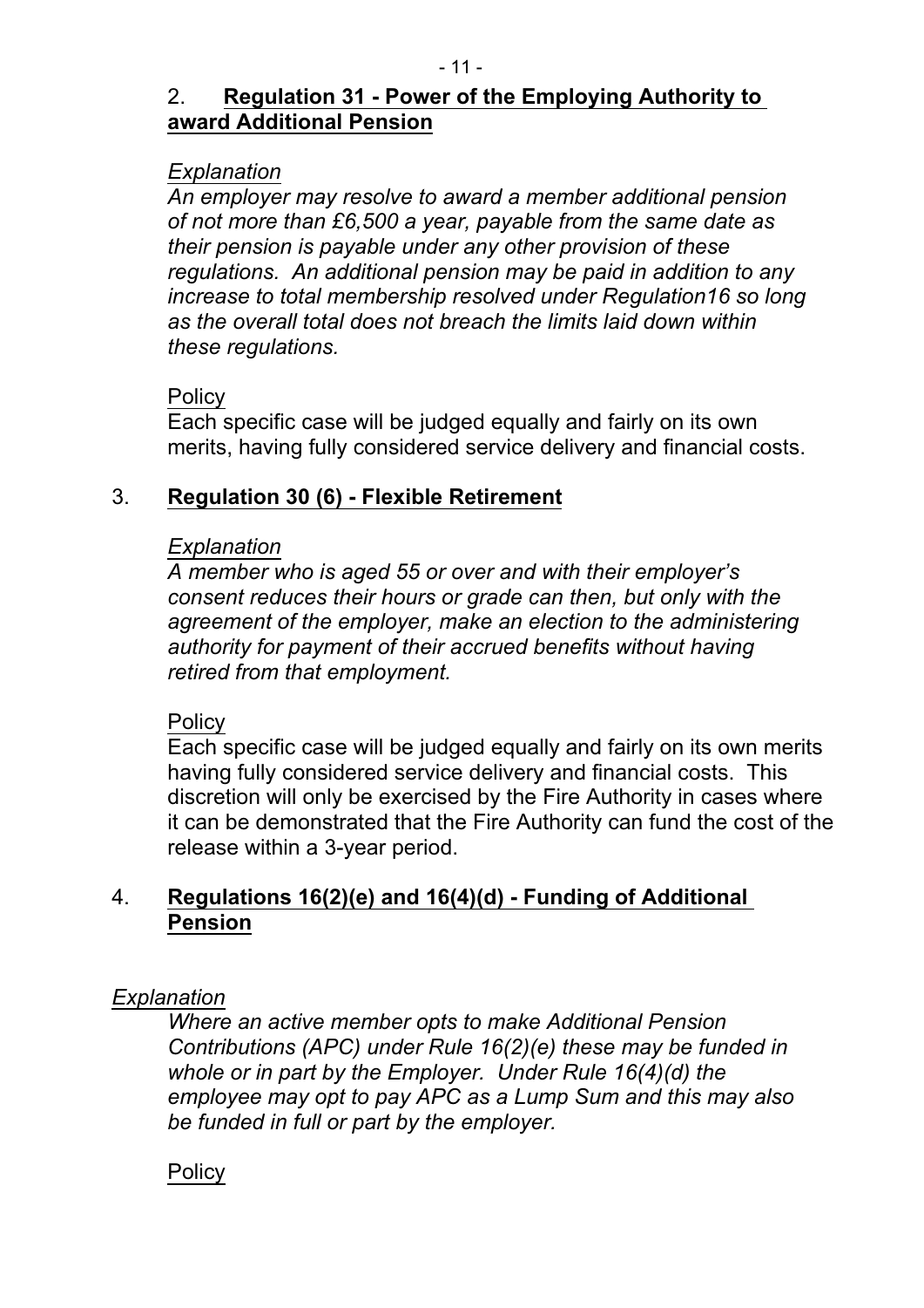2. **Regulation 31 - Power of the Employing Authority to award Additional Pension**

*Explanation*

*An employer may resolve to award a member additional pension of not more than £6,500 a year, payable from the same date as their pension is payable under any other provision of these regulations. An additional pension may be paid in addition to any increase to total membership resolved under Regulation16 so long as the overall total does not breach the limits laid down within these regulations.*

Policy

Each specific case will be judged equally and fairly on its own merits, having fully considered service delivery and financial costs.

3. **Regulation 30 (6) - Flexible Retirement**

*Explanation*

*A member who is aged 55 or over and with their employer's consent reduces their hours or grade can then, but only with the agreement of the employer, make an election to the administering authority for payment of their accrued benefits without having retired from that employment.*

Policy

Each specific case will be judged equally and fairly on its own merits having fully considered service delivery and financial costs. This discretion will only be exercised by the Fire Authority in cases where it can be demonstrated that the Fire Authority can fund the cost of the release within a 3-year period.

4. **Regulations 16(2)(e) and 16(4)(d) - Funding of Additional Pension**

*Explanation*

*Where an active member opts to make Additional Pension Contributions (APC) under Rule 16(2)(e) these may be funded in whole or in part by the Employer. Under Rule 16(4)(d) the employee may opt to pay APC as a Lump Sum and this may also be funded in full or part by the employer.*

Policy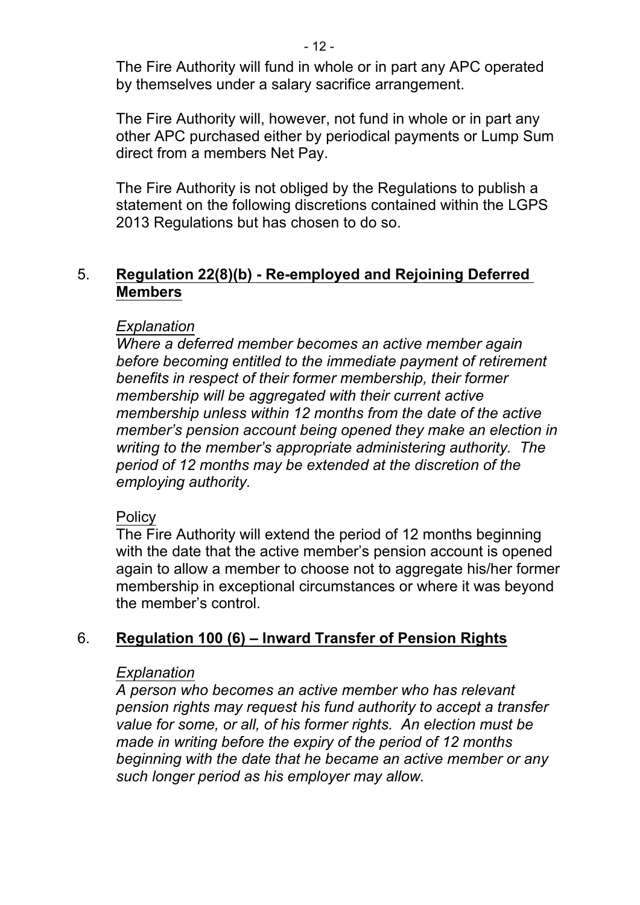The Fire Authority will fund in whole or in part any APC operated by themselves under a salary sacrifice arrangement.

The Fire Authority will, however, not fund in whole or in part any other APC purchased either by periodical payments or Lump Sum direct from a members Net Pay.

The Fire Authority is not obliged by the Regulations to publish a statement on the following discretions contained within the LGPS 2013 Regulations but has chosen to do so.

## 5. Regulation 22(8)(b) - Re-employed and Rejoining Deferred Members

*Explanation*

*Where a deferred member becomes an active member again before becoming entitled to the immediate payment of retirement benefits in respect of their former membership, their former membership will be aggregated with their current active membership unless within 12 months from the date of the active member's pension account being opened they make an election in writing to the member's appropriate administering authority. The period of 12 months may be extended at the discretion of the employing authority.*

Policy

The Fire Authority will extend the period of 12 months beginning with the date that the active member's pension account is opened again to allow a member to choose not to aggregate his/her former membership in exceptional circumstances or where it was beyond the member's control.

## 6. Regulation 100 (6) – Inward Transfer of Pension Rights

*Explanation*

*A person who becomes an active member who has relevant pension rights may request his fund authority to accept a transfer value for some, or all, of his former rights. An election must be made in writing before the expiry of the period of 12 months beginning with the date that he became an active member or any such longer period as his employer may allow.*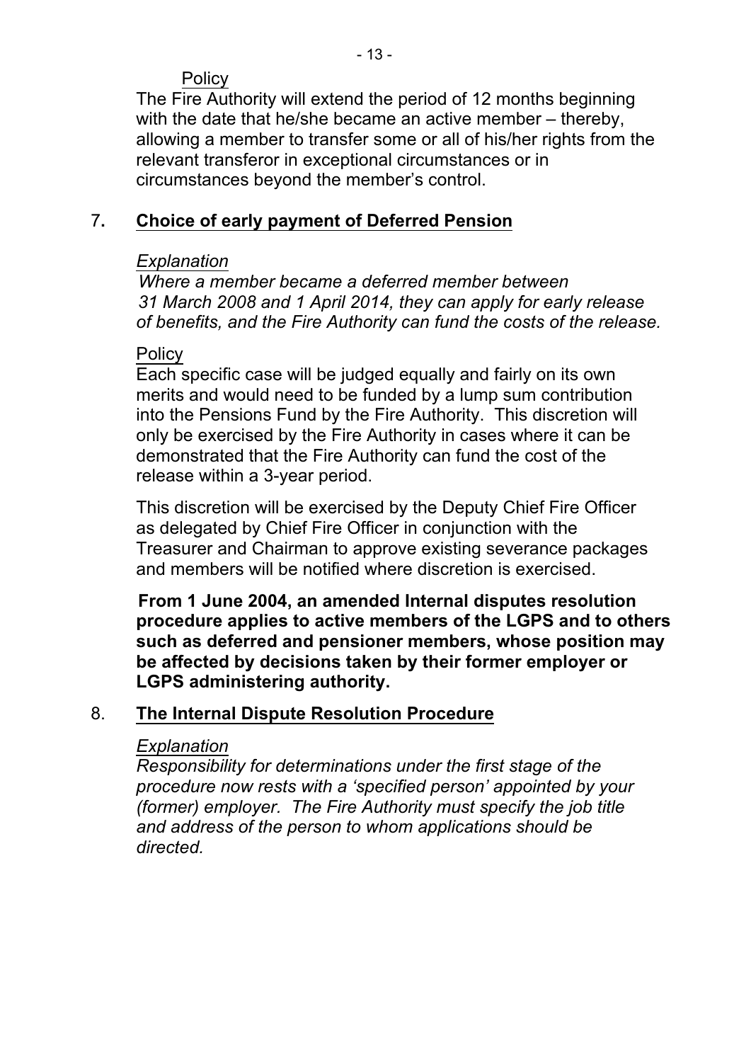Policy

The Fire Authority will extend the period of 12 months beginning with the date that he/she became an active member – thereby, allowing a member to transfer some or all of his/her rights from the relevant transferor in exceptional circumstances or in circumstances beyond the member's control.

## 7. Choice of early payment of Deferred Pension

*Explanation*

*Where a member became a deferred member between 31 March 2008 and 1 April 2014, they can apply for early release of benefits, and the Fire Authority can fund the costs of the release.*

Policy

Each specific case will be judged equally and fairly on its own merits and would need to be funded by a lump sum contribution into the Pensions Fund by the Fire Authority. This discretion will only be exercised by the Fire Authority in cases where it can be demonstrated that the Fire Authority can fund the cost of the release within a 3-year period.

This discretion will be exercised by the Deputy Chief Fire Officer as delegated by Chief Fire Officer in conjunction with the Treasurer and Chairman to approve existing severance packages and members will be notified where discretion is exercised.

**From 1 June 2004, an amended Internal disputes resolution procedure applies to active members of the LGPS and to others such as deferred and pensioner members, whose position may be affected by decisions taken by their former employer or LGPS administering authority.**

## 8. The Internal Dispute Resolution Procedure

*Explanation*

*Responsibility for determinations under the first stage of the procedure now rests with a 'specified person' appointed by your (former) employer. The Fire Authority must specify the job title and address of the person to whom applications should be directed.*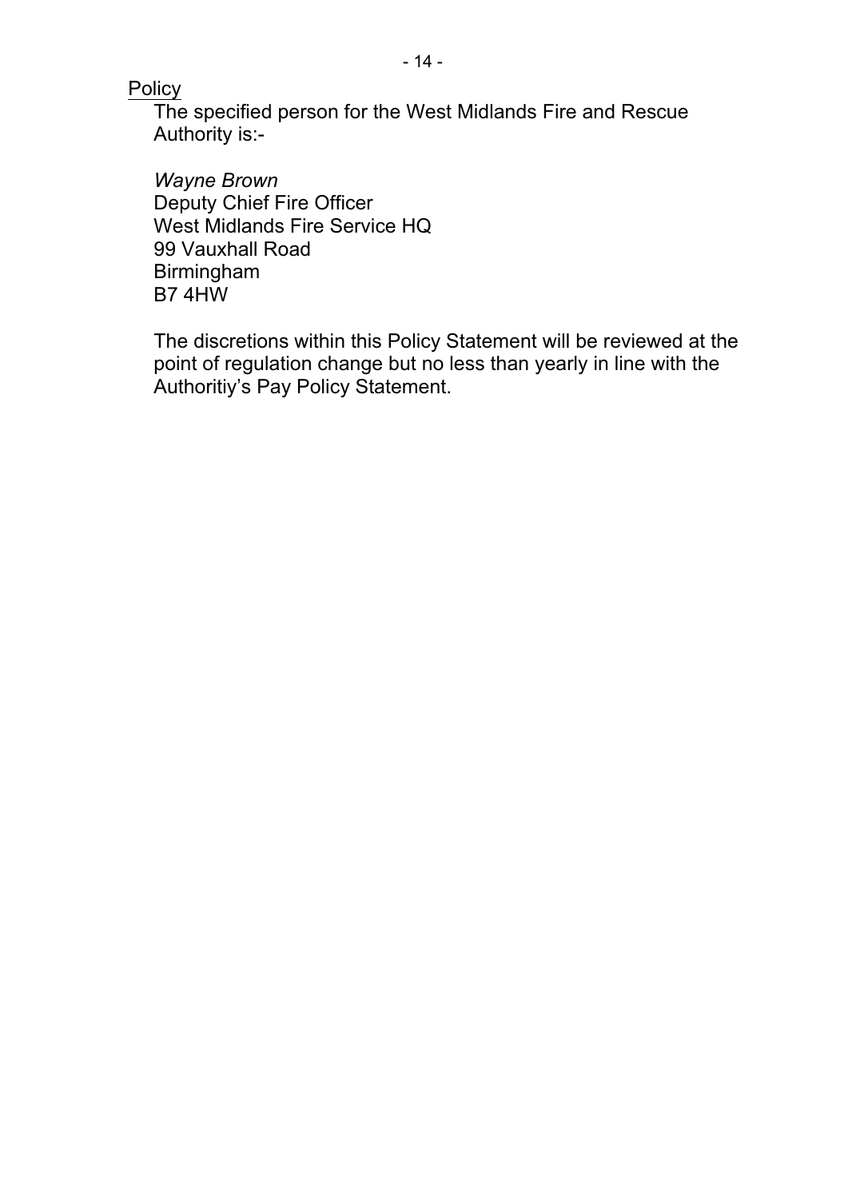<u>Policy</u>

The specified person for the West Midlands Fire and Rescue Authority is:-

*Wayne Brown*
Deputy Chief Fire Officer
West Midlands Fire Service HQ
99 Vauxhall Road
Birmingham
B7 4HW

The discretions within this Policy Statement will be reviewed at the point of regulation change but no less than yearly in line with the Authoritiy's Pay Policy Statement.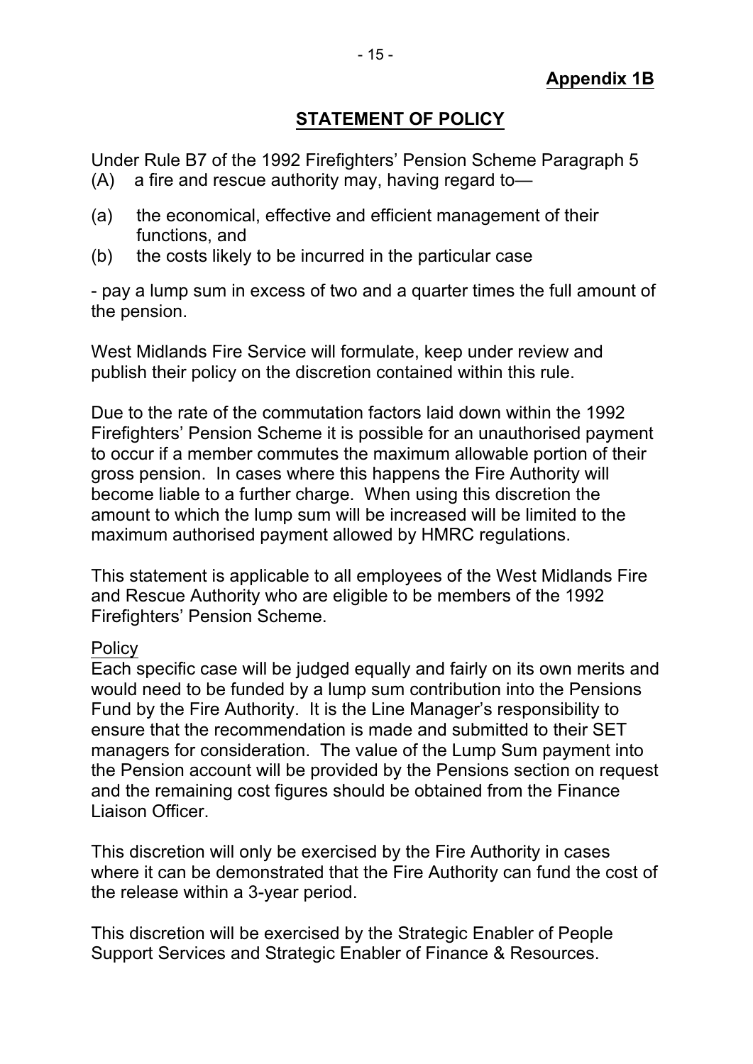**Appendix 1B**

# STATEMENT OF POLICY

Under Rule B7 of the 1992 Firefighters' Pension Scheme Paragraph 5
(A) a fire and rescue authority may, having regard to—

(a) the economical, effective and efficient management of their functions, and
(b) the costs likely to be incurred in the particular case

- pay a lump sum in excess of two and a quarter times the full amount of the pension.

West Midlands Fire Service will formulate, keep under review and publish their policy on the discretion contained within this rule.

Due to the rate of the commutation factors laid down within the 1992 Firefighters' Pension Scheme it is possible for an unauthorised payment to occur if a member commutes the maximum allowable portion of their gross pension. In cases where this happens the Fire Authority will become liable to a further charge. When using this discretion the amount to which the lump sum will be increased will be limited to the maximum authorised payment allowed by HMRC regulations.

This statement is applicable to all employees of the West Midlands Fire and Rescue Authority who are eligible to be members of the 1992 Firefighters' Pension Scheme.

Policy

Each specific case will be judged equally and fairly on its own merits and would need to be funded by a lump sum contribution into the Pensions Fund by the Fire Authority. It is the Line Manager's responsibility to ensure that the recommendation is made and submitted to their SET managers for consideration. The value of the Lump Sum payment into the Pension account will be provided by the Pensions section on request and the remaining cost figures should be obtained from the Finance Liaison Officer.

This discretion will only be exercised by the Fire Authority in cases where it can be demonstrated that the Fire Authority can fund the cost of the release within a 3-year period.

This discretion will be exercised by the Strategic Enabler of People Support Services and Strategic Enabler of Finance & Resources.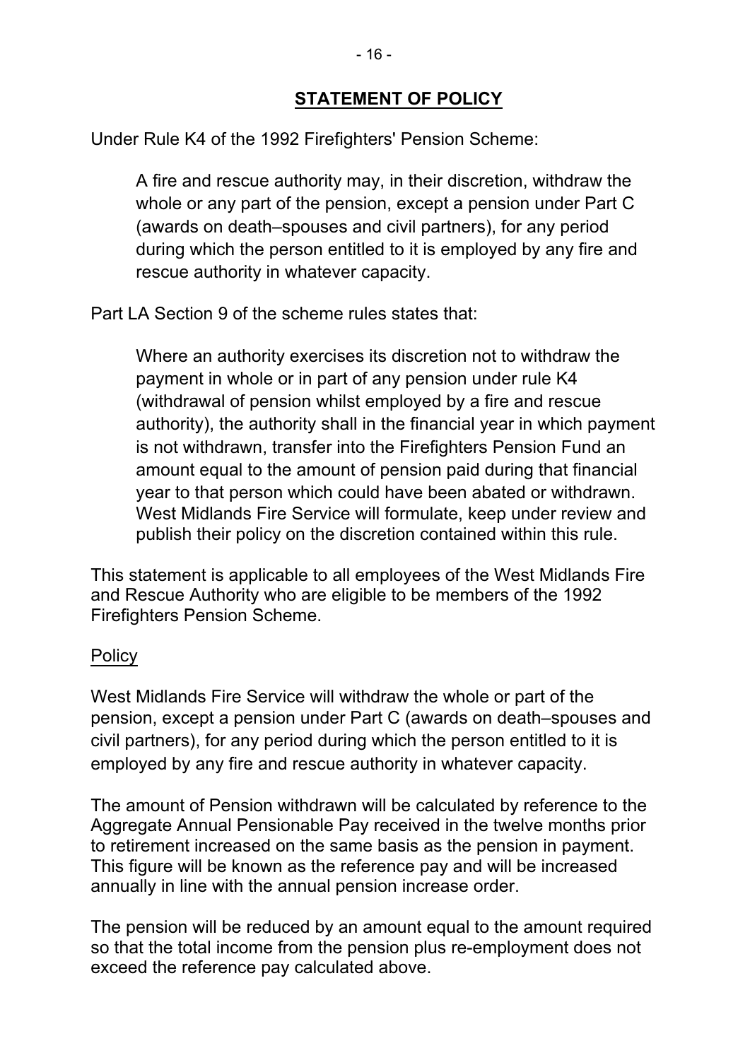## STATEMENT OF POLICY

Under Rule K4 of the 1992 Firefighters' Pension Scheme:

> A fire and rescue authority may, in their discretion, withdraw the whole or any part of the pension, except a pension under Part C (awards on death–spouses and civil partners), for any period during which the person entitled to it is employed by any fire and rescue authority in whatever capacity.

Part LA Section 9 of the scheme rules states that:

> Where an authority exercises its discretion not to withdraw the payment in whole or in part of any pension under rule K4 (withdrawal of pension whilst employed by a fire and rescue authority), the authority shall in the financial year in which payment is not withdrawn, transfer into the Firefighters Pension Fund an amount equal to the amount of pension paid during that financial year to that person which could have been abated or withdrawn. West Midlands Fire Service will formulate, keep under review and publish their policy on the discretion contained within this rule.

This statement is applicable to all employees of the West Midlands Fire and Rescue Authority who are eligible to be members of the 1992 Firefighters Pension Scheme.

### Policy

West Midlands Fire Service will withdraw the whole or part of the pension, except a pension under Part C (awards on death–spouses and civil partners), for any period during which the person entitled to it is employed by any fire and rescue authority in whatever capacity.

The amount of Pension withdrawn will be calculated by reference to the Aggregate Annual Pensionable Pay received in the twelve months prior to retirement increased on the same basis as the pension in payment. This figure will be known as the reference pay and will be increased annually in line with the annual pension increase order.

The pension will be reduced by an amount equal to the amount required so that the total income from the pension plus re-employment does not exceed the reference pay calculated above.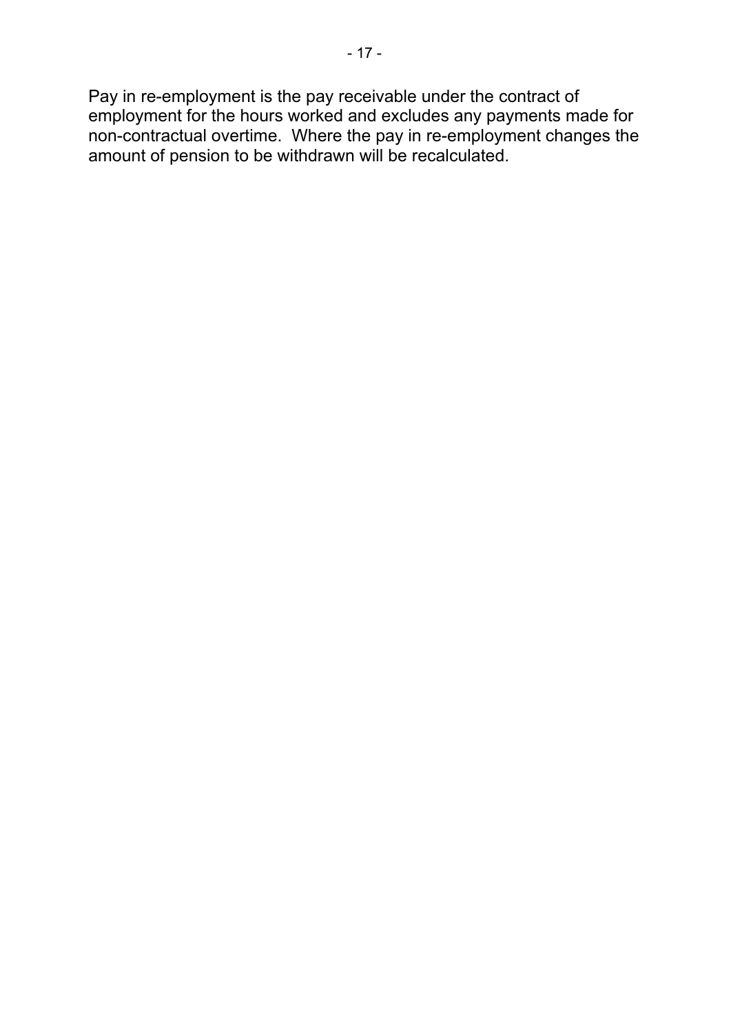Pay in re-employment is the pay receivable under the contract of employment for the hours worked and excludes any payments made for non-contractual overtime. Where the pay in re-employment changes the amount of pension to be withdrawn will be recalculated.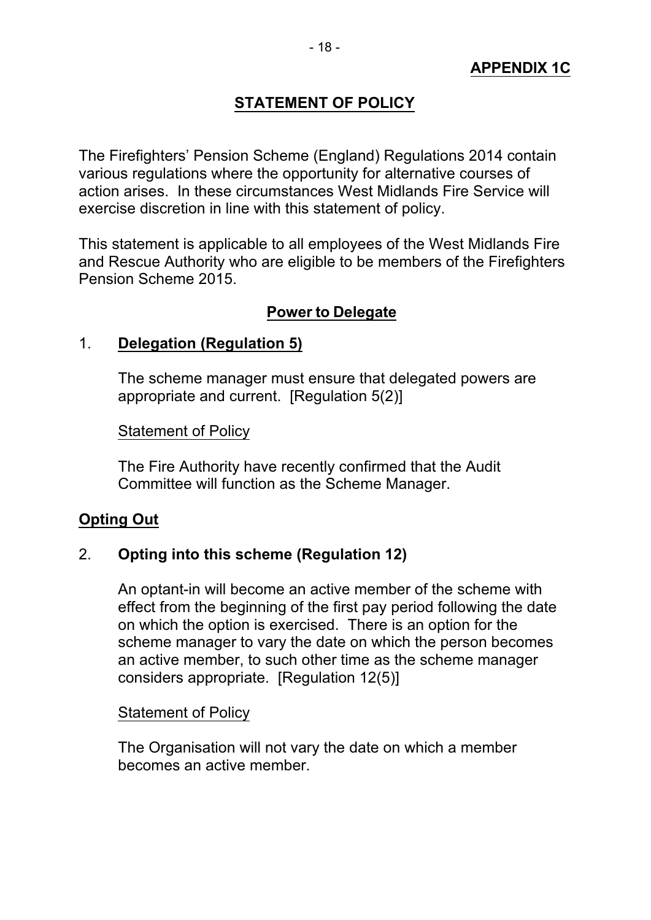**APPENDIX 1C**

# STATEMENT OF POLICY

The Firefighters' Pension Scheme (England) Regulations 2014 contain various regulations where the opportunity for alternative courses of action arises. In these circumstances West Midlands Fire Service will exercise discretion in line with this statement of policy.

This statement is applicable to all employees of the West Midlands Fire and Rescue Authority who are eligible to be members of the Firefighters Pension Scheme 2015.

## Power to Delegate

1. **Delegation (Regulation 5)**

   The scheme manager must ensure that delegated powers are appropriate and current. [Regulation 5(2)]

   Statement of Policy

   The Fire Authority have recently confirmed that the Audit Committee will function as the Scheme Manager.

## Opting Out

2. **Opting into this scheme (Regulation 12)**

   An optant-in will become an active member of the scheme with effect from the beginning of the first pay period following the date on which the option is exercised. There is an option for the scheme manager to vary the date on which the person becomes an active member, to such other time as the scheme manager considers appropriate. [Regulation 12(5)]

   Statement of Policy

   The Organisation will not vary the date on which a member becomes an active member.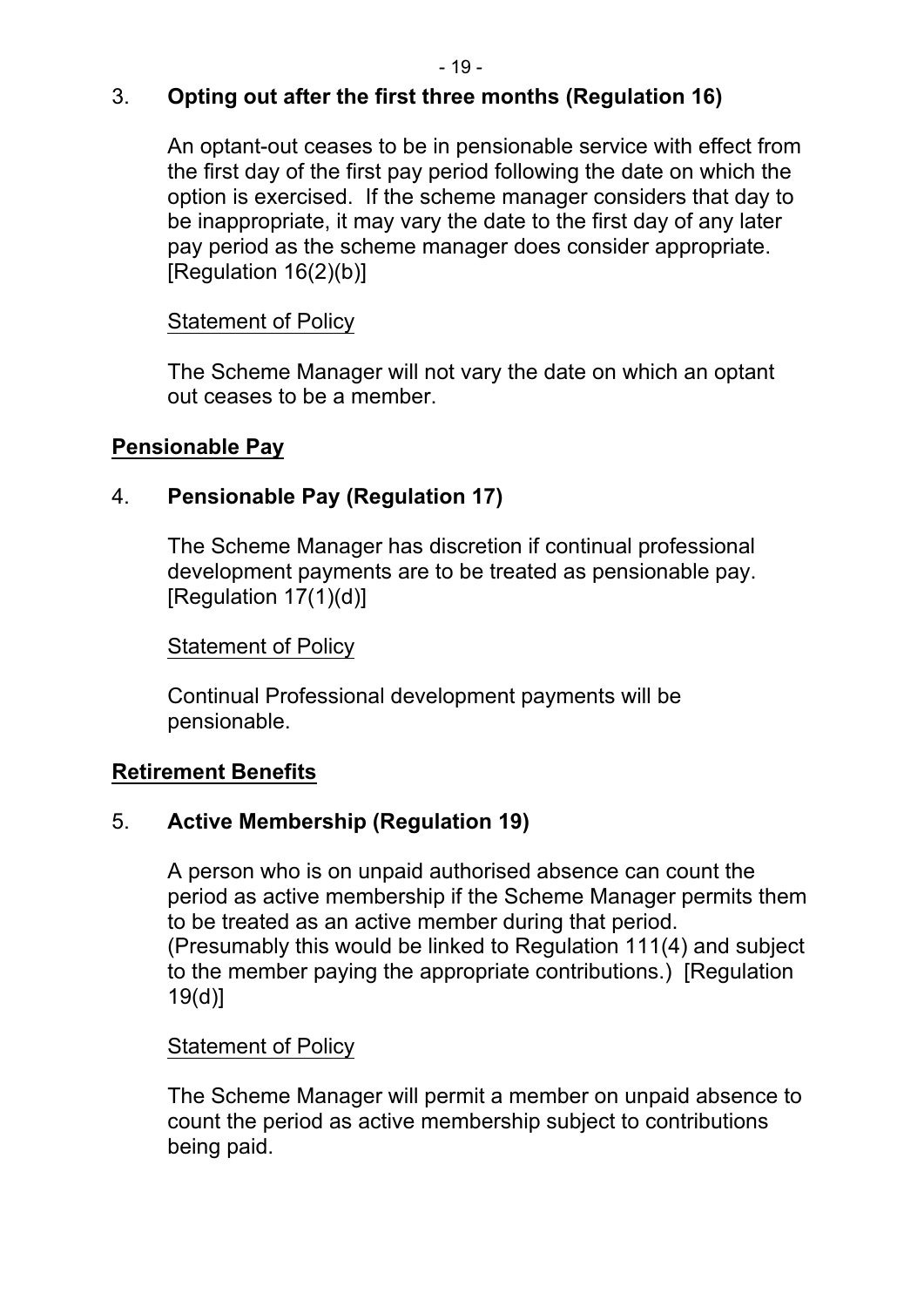3. **Opting out after the first three months (Regulation 16)**

An optant-out ceases to be in pensionable service with effect from the first day of the first pay period following the date on which the option is exercised. If the scheme manager considers that day to be inappropriate, it may vary the date to the first day of any later pay period as the scheme manager does consider appropriate. [Regulation 16(2)(b)]

<u>Statement of Policy</u>

The Scheme Manager will not vary the date on which an optant out ceases to be a member.

**<u>Pensionable Pay</u>**

4. **Pensionable Pay (Regulation 17)**

The Scheme Manager has discretion if continual professional development payments are to be treated as pensionable pay. [Regulation 17(1)(d)]

<u>Statement of Policy</u>

Continual Professional development payments will be pensionable.

**<u>Retirement Benefits</u>**

5. **Active Membership (Regulation 19)**

A person who is on unpaid authorised absence can count the period as active membership if the Scheme Manager permits them to be treated as an active member during that period. (Presumably this would be linked to Regulation 111(4) and subject to the member paying the appropriate contributions.) [Regulation 19(d)]

<u>Statement of Policy</u>

The Scheme Manager will permit a member on unpaid absence to count the period as active membership subject to contributions being paid.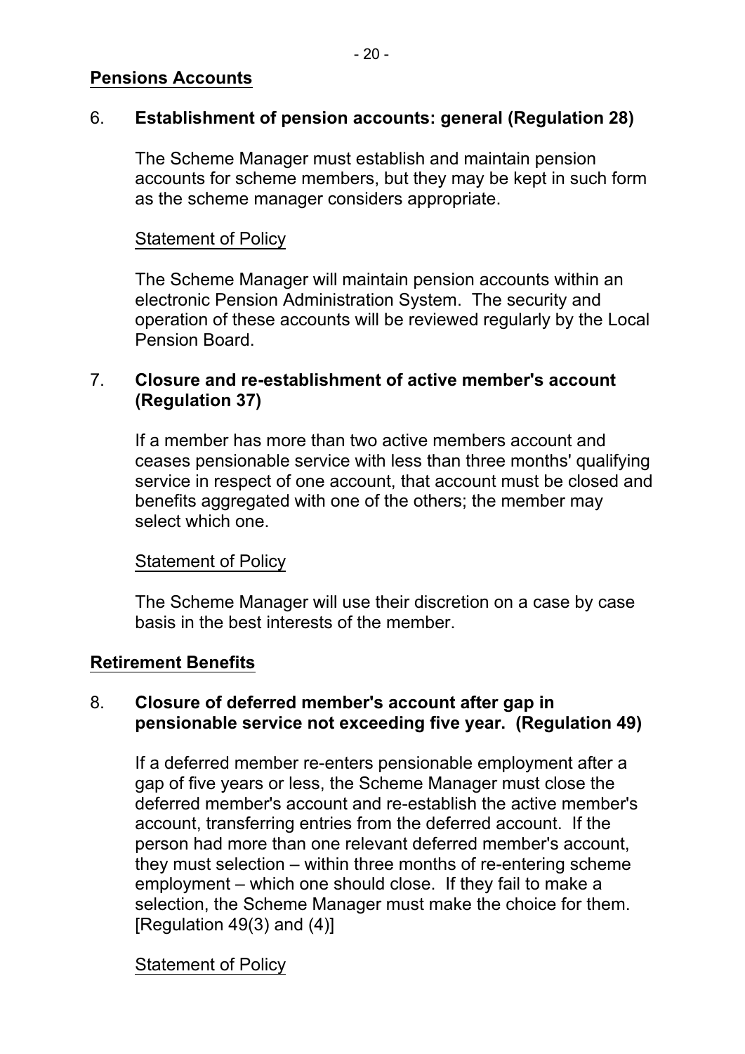**Pensions Accounts**

6. **Establishment of pension accounts: general (Regulation 28)**

The Scheme Manager must establish and maintain pension accounts for scheme members, but they may be kept in such form as the scheme manager considers appropriate.

Statement of Policy

The Scheme Manager will maintain pension accounts within an electronic Pension Administration System. The security and operation of these accounts will be reviewed regularly by the Local Pension Board.

7. **Closure and re-establishment of active member's account (Regulation 37)**

If a member has more than two active members account and ceases pensionable service with less than three months' qualifying service in respect of one account, that account must be closed and benefits aggregated with one of the others; the member may select which one.

Statement of Policy

The Scheme Manager will use their discretion on a case by case basis in the best interests of the member.

**Retirement Benefits**

8. **Closure of deferred member's account after gap in pensionable service not exceeding five year. (Regulation 49)**

If a deferred member re-enters pensionable employment after a gap of five years or less, the Scheme Manager must close the deferred member's account and re-establish the active member's account, transferring entries from the deferred account. If the person had more than one relevant deferred member's account, they must selection – within three months of re-entering scheme employment – which one should close. If they fail to make a selection, the Scheme Manager must make the choice for them. [Regulation 49(3) and (4)]

Statement of Policy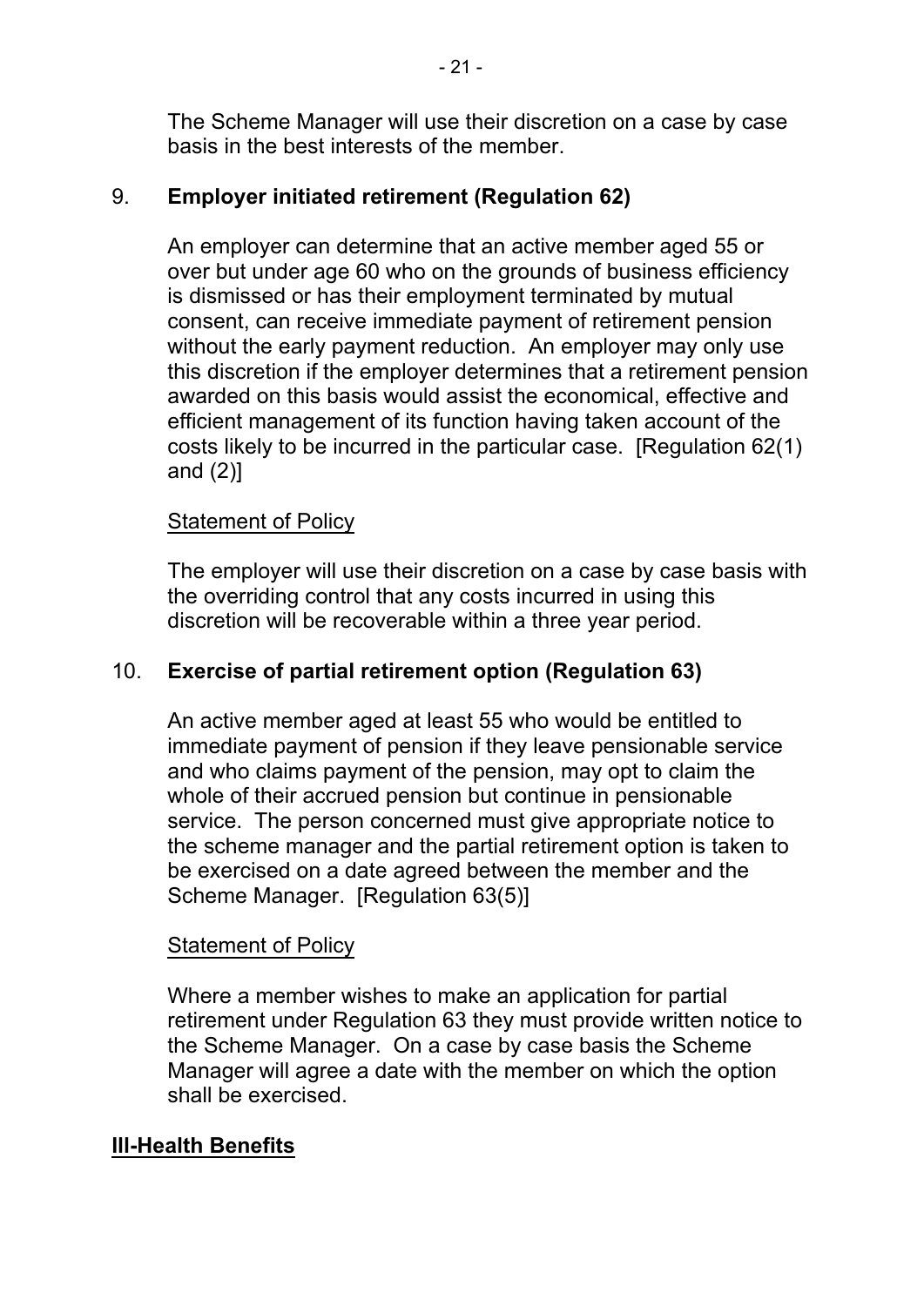The Scheme Manager will use their discretion on a case by case basis in the best interests of the member.

## 9. Employer initiated retirement (Regulation 62)

An employer can determine that an active member aged 55 or over but under age 60 who on the grounds of business efficiency is dismissed or has their employment terminated by mutual consent, can receive immediate payment of retirement pension without the early payment reduction. An employer may only use this discretion if the employer determines that a retirement pension awarded on this basis would assist the economical, effective and efficient management of its function having taken account of the costs likely to be incurred in the particular case. [Regulation 62(1) and (2)]

<u>Statement of Policy</u>

The employer will use their discretion on a case by case basis with the overriding control that any costs incurred in using this discretion will be recoverable within a three year period.

## 10. Exercise of partial retirement option (Regulation 63)

An active member aged at least 55 who would be entitled to immediate payment of pension if they leave pensionable service and who claims payment of the pension, may opt to claim the whole of their accrued pension but continue in pensionable service. The person concerned must give appropriate notice to the scheme manager and the partial retirement option is taken to be exercised on a date agreed between the member and the Scheme Manager. [Regulation 63(5)]

<u>Statement of Policy</u>

Where a member wishes to make an application for partial retirement under Regulation 63 they must provide written notice to the Scheme Manager. On a case by case basis the Scheme Manager will agree a date with the member on which the option shall be exercised.

## <u>Ill-Health Benefits</u>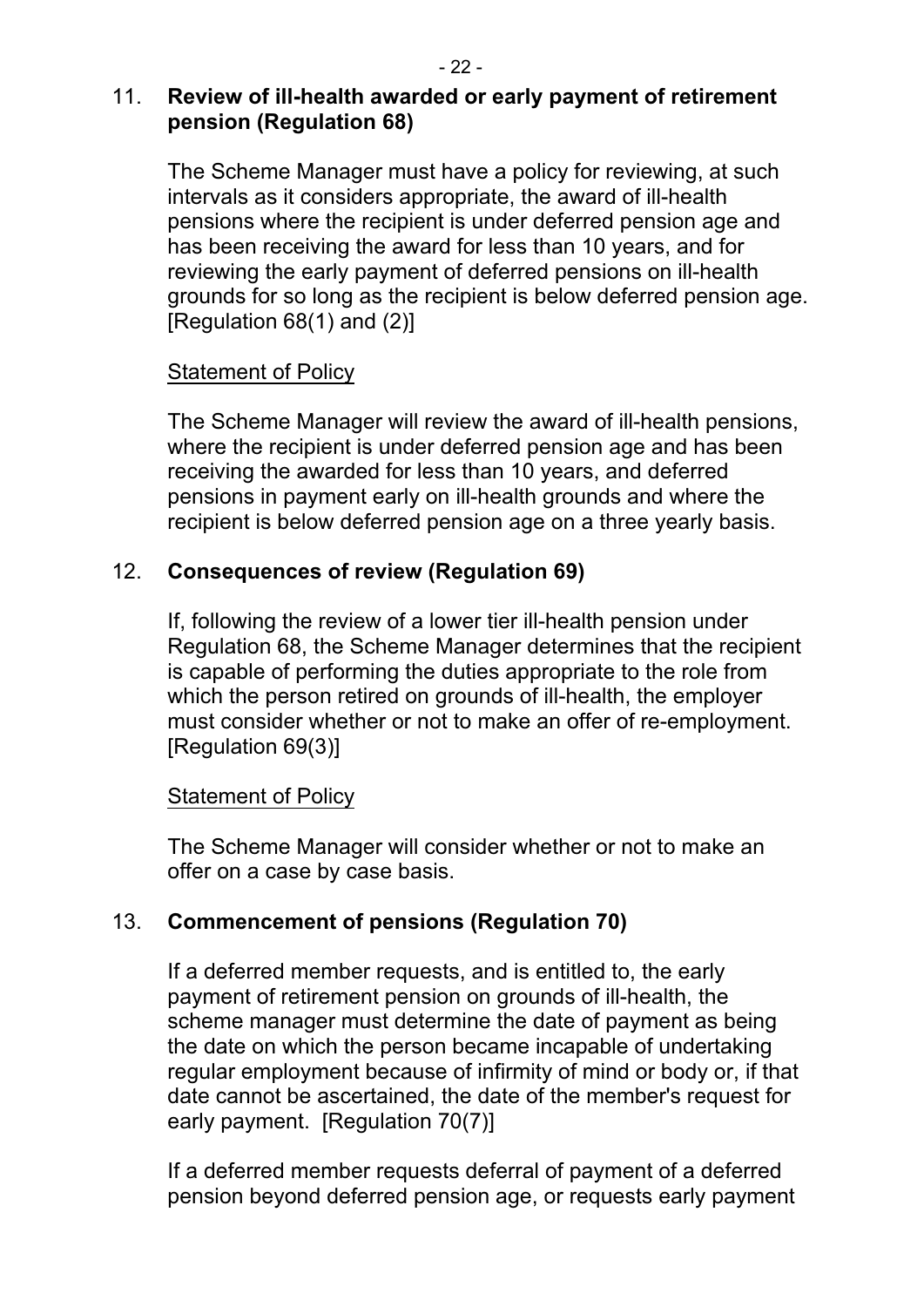## 11. Review of ill-health awarded or early payment of retirement pension (Regulation 68)

The Scheme Manager must have a policy for reviewing, at such intervals as it considers appropriate, the award of ill-health pensions where the recipient is under deferred pension age and has been receiving the award for less than 10 years, and for reviewing the early payment of deferred pensions on ill-health grounds for so long as the recipient is below deferred pension age. [Regulation 68(1) and (2)]

Statement of Policy

The Scheme Manager will review the award of ill-health pensions, where the recipient is under deferred pension age and has been receiving the awarded for less than 10 years, and deferred pensions in payment early on ill-health grounds and where the recipient is below deferred pension age on a three yearly basis.

## 12. Consequences of review (Regulation 69)

If, following the review of a lower tier ill-health pension under Regulation 68, the Scheme Manager determines that the recipient is capable of performing the duties appropriate to the role from which the person retired on grounds of ill-health, the employer must consider whether or not to make an offer of re-employment. [Regulation 69(3)]

Statement of Policy

The Scheme Manager will consider whether or not to make an offer on a case by case basis.

## 13. Commencement of pensions (Regulation 70)

If a deferred member requests, and is entitled to, the early payment of retirement pension on grounds of ill-health, the scheme manager must determine the date of payment as being the date on which the person became incapable of undertaking regular employment because of infirmity of mind or body or, if that date cannot be ascertained, the date of the member's request for early payment. [Regulation 70(7)]

If a deferred member requests deferral of payment of a deferred pension beyond deferred pension age, or requests early payment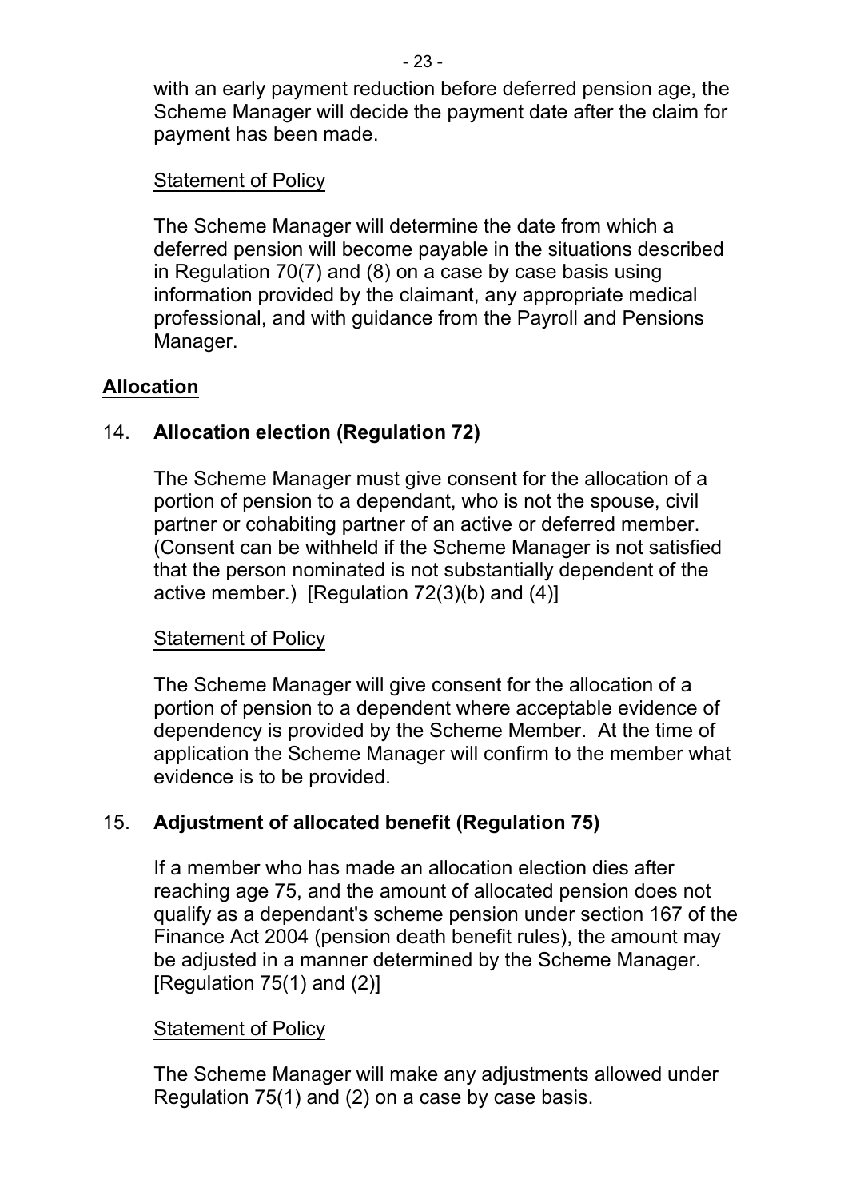with an early payment reduction before deferred pension age, the Scheme Manager will decide the payment date after the claim for payment has been made.

<u>Statement of Policy</u>

The Scheme Manager will determine the date from which a deferred pension will become payable in the situations described in Regulation 70(7) and (8) on a case by case basis using information provided by the claimant, any appropriate medical professional, and with guidance from the Payroll and Pensions Manager.

## Allocation

### 14. Allocation election (Regulation 72)

The Scheme Manager must give consent for the allocation of a portion of pension to a dependant, who is not the spouse, civil partner or cohabiting partner of an active or deferred member. (Consent can be withheld if the Scheme Manager is not satisfied that the person nominated is not substantially dependent of the active member.) [Regulation 72(3)(b) and (4)]

<u>Statement of Policy</u>

The Scheme Manager will give consent for the allocation of a portion of pension to a dependent where acceptable evidence of dependency is provided by the Scheme Member. At the time of application the Scheme Manager will confirm to the member what evidence is to be provided.

### 15. Adjustment of allocated benefit (Regulation 75)

If a member who has made an allocation election dies after reaching age 75, and the amount of allocated pension does not qualify as a dependant's scheme pension under section 167 of the Finance Act 2004 (pension death benefit rules), the amount may be adjusted in a manner determined by the Scheme Manager. [Regulation 75(1) and (2)]

<u>Statement of Policy</u>

The Scheme Manager will make any adjustments allowed under Regulation 75(1) and (2) on a case by case basis.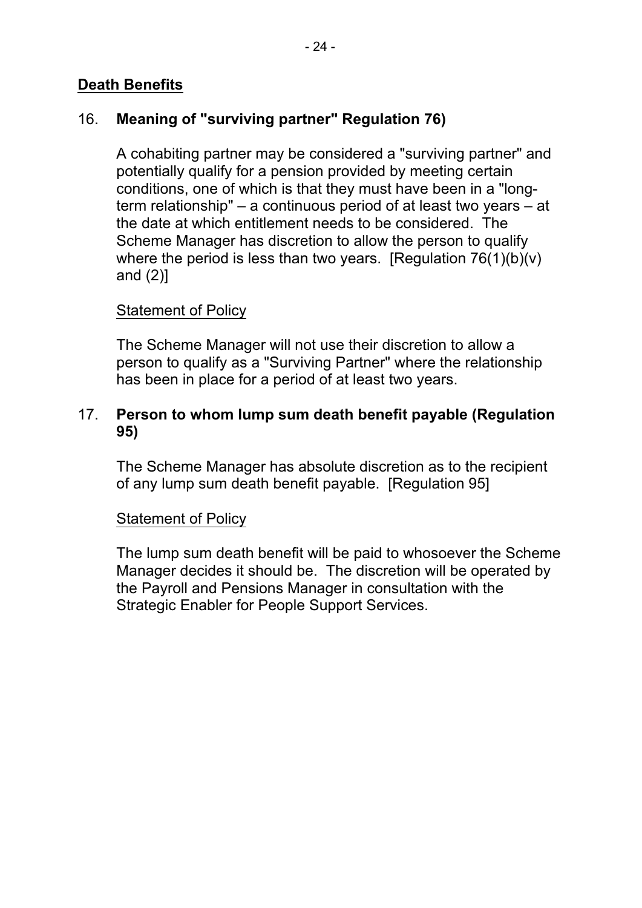## Death Benefits

### 16. **Meaning of "surviving partner" Regulation 76)**

A cohabiting partner may be considered a "surviving partner" and potentially qualify for a pension provided by meeting certain conditions, one of which is that they must have been in a "long-term relationship" – a continuous period of at least two years – at the date at which entitlement needs to be considered. The Scheme Manager has discretion to allow the person to qualify where the period is less than two years. [Regulation 76(1)(b)(v) and (2)]

<u>Statement of Policy</u>

The Scheme Manager will not use their discretion to allow a person to qualify as a "Surviving Partner" where the relationship has been in place for a period of at least two years.

### 17. **Person to whom lump sum death benefit payable (Regulation 95)**

The Scheme Manager has absolute discretion as to the recipient of any lump sum death benefit payable. [Regulation 95]

<u>Statement of Policy</u>

The lump sum death benefit will be paid to whosoever the Scheme Manager decides it should be. The discretion will be operated by the Payroll and Pensions Manager in consultation with the Strategic Enabler for People Support Services.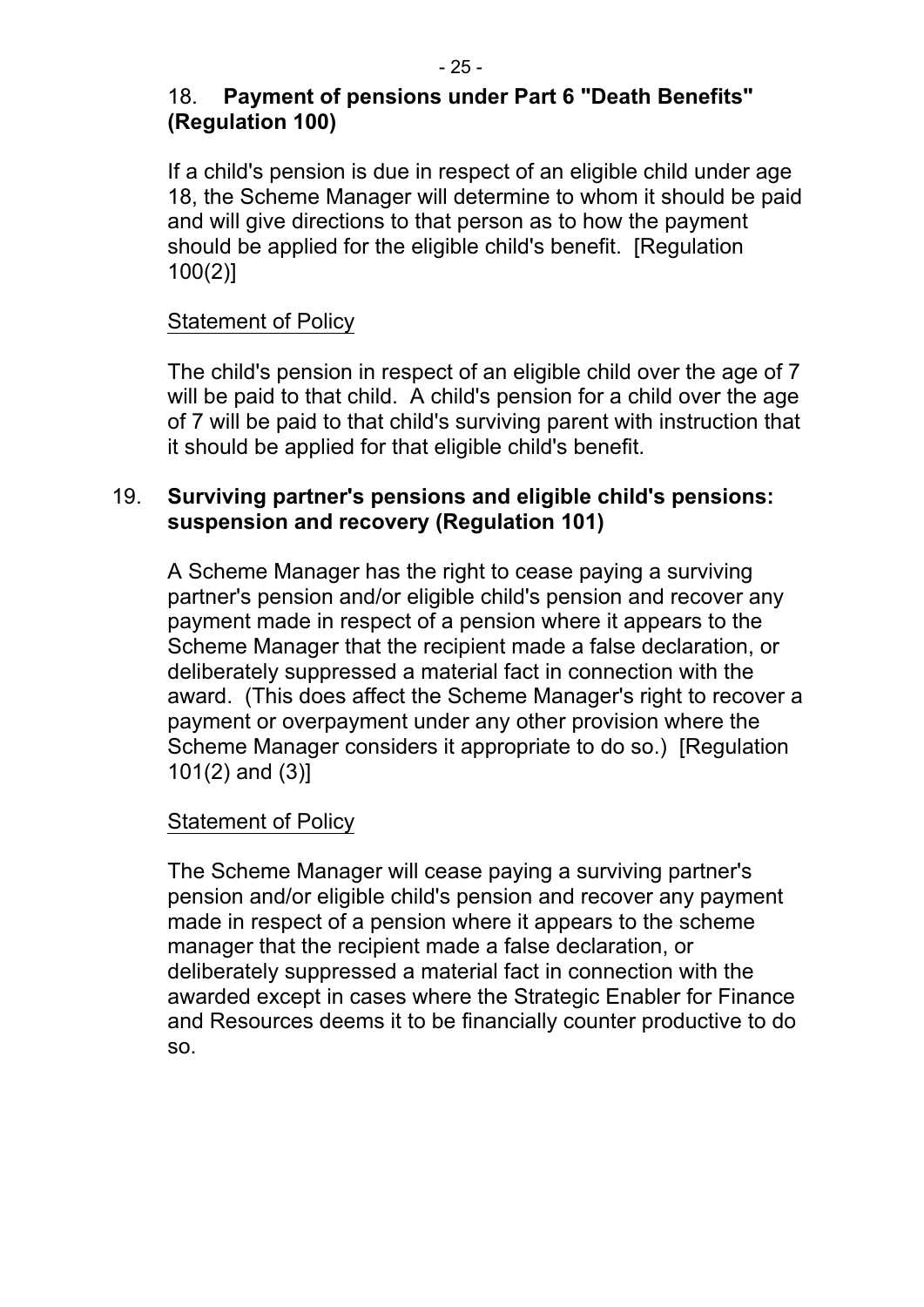## 18. **Payment of pensions under Part 6 "Death Benefits" (Regulation 100)**

If a child's pension is due in respect of an eligible child under age 18, the Scheme Manager will determine to whom it should be paid and will give directions to that person as to how the payment should be applied for the eligible child's benefit. [Regulation 100(2)]

Statement of Policy

The child's pension in respect of an eligible child over the age of 7 will be paid to that child. A child's pension for a child over the age of 7 will be paid to that child's surviving parent with instruction that it should be applied for that eligible child's benefit.

## 19. **Surviving partner's pensions and eligible child's pensions: suspension and recovery (Regulation 101)**

A Scheme Manager has the right to cease paying a surviving partner's pension and/or eligible child's pension and recover any payment made in respect of a pension where it appears to the Scheme Manager that the recipient made a false declaration, or deliberately suppressed a material fact in connection with the award. (This does affect the Scheme Manager's right to recover a payment or overpayment under any other provision where the Scheme Manager considers it appropriate to do so.) [Regulation 101(2) and (3)]

Statement of Policy

The Scheme Manager will cease paying a surviving partner's pension and/or eligible child's pension and recover any payment made in respect of a pension where it appears to the scheme manager that the recipient made a false declaration, or deliberately suppressed a material fact in connection with the awarded except in cases where the Strategic Enabler for Finance and Resources deems it to be financially counter productive to do so.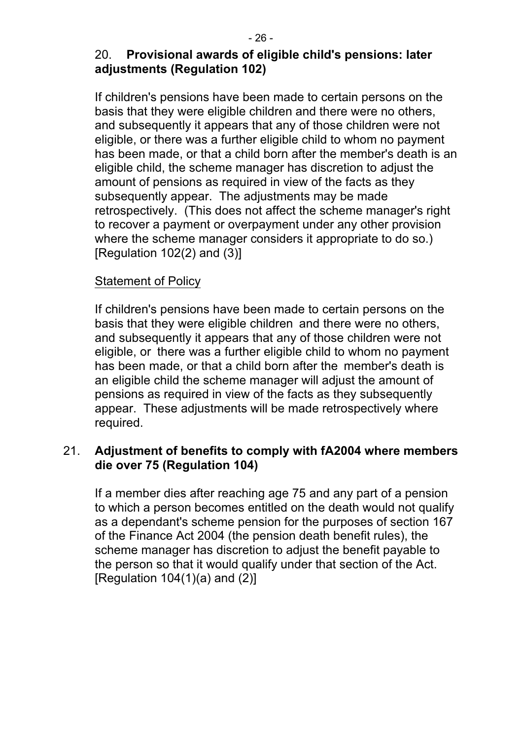## 20. Provisional awards of eligible child's pensions: later adjustments (Regulation 102)

If children's pensions have been made to certain persons on the basis that they were eligible children and there were no others, and subsequently it appears that any of those children were not eligible, or there was a further eligible child to whom no payment has been made, or that a child born after the member's death is an eligible child, the scheme manager has discretion to adjust the amount of pensions as required in view of the facts as they subsequently appear. The adjustments may be made retrospectively. (This does not affect the scheme manager's right to recover a payment or overpayment under any other provision where the scheme manager considers it appropriate to do so.) [Regulation 102(2) and (3)]

<u>Statement of Policy</u>

If children's pensions have been made to certain persons on the basis that they were eligible children and there were no others, and subsequently it appears that any of those children were not eligible, or there was a further eligible child to whom no payment has been made, or that a child born after the member's death is an eligible child the scheme manager will adjust the amount of pensions as required in view of the facts as they subsequently appear. These adjustments will be made retrospectively where required.

## 21. Adjustment of benefits to comply with fA2004 where members die over 75 (Regulation 104)

If a member dies after reaching age 75 and any part of a pension to which a person becomes entitled on the death would not qualify as a dependant's scheme pension for the purposes of section 167 of the Finance Act 2004 (the pension death benefit rules), the scheme manager has discretion to adjust the benefit payable to the person so that it would qualify under that section of the Act. [Regulation 104(1)(a) and (2)]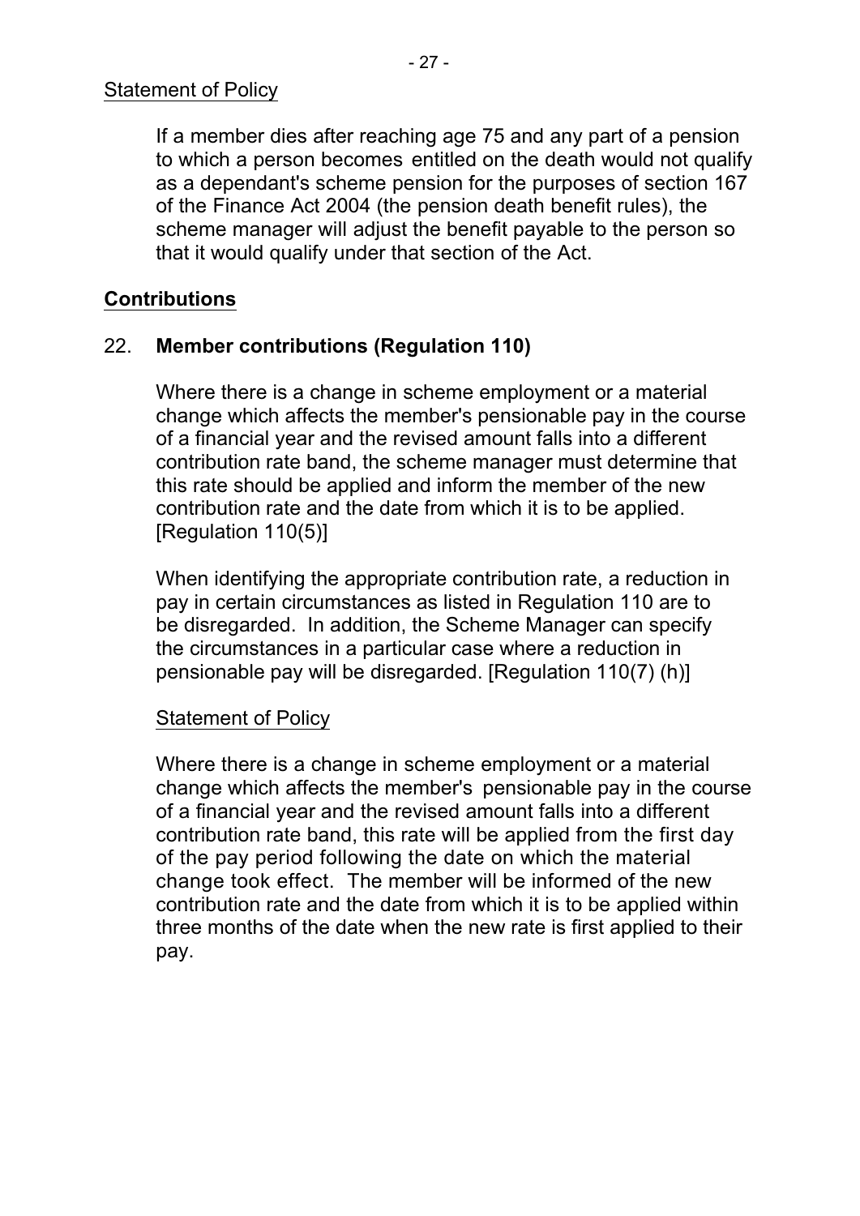Statement of Policy

If a member dies after reaching age 75 and any part of a pension to which a person becomes entitled on the death would not qualify as a dependant's scheme pension for the purposes of section 167 of the Finance Act 2004 (the pension death benefit rules), the scheme manager will adjust the benefit payable to the person so that it would qualify under that section of the Act.

## Contributions

### 22. Member contributions (Regulation 110)

Where there is a change in scheme employment or a material change which affects the member's pensionable pay in the course of a financial year and the revised amount falls into a different contribution rate band, the scheme manager must determine that this rate should be applied and inform the member of the new contribution rate and the date from which it is to be applied. [Regulation 110(5)]

When identifying the appropriate contribution rate, a reduction in pay in certain circumstances as listed in Regulation 110 are to be disregarded. In addition, the Scheme Manager can specify the circumstances in a particular case where a reduction in pensionable pay will be disregarded. [Regulation 110(7) (h)]

Statement of Policy

Where there is a change in scheme employment or a material change which affects the member's pensionable pay in the course of a financial year and the revised amount falls into a different contribution rate band, this rate will be applied from the first day of the pay period following the date on which the material change took effect. The member will be informed of the new contribution rate and the date from which it is to be applied within three months of the date when the new rate is first applied to their pay.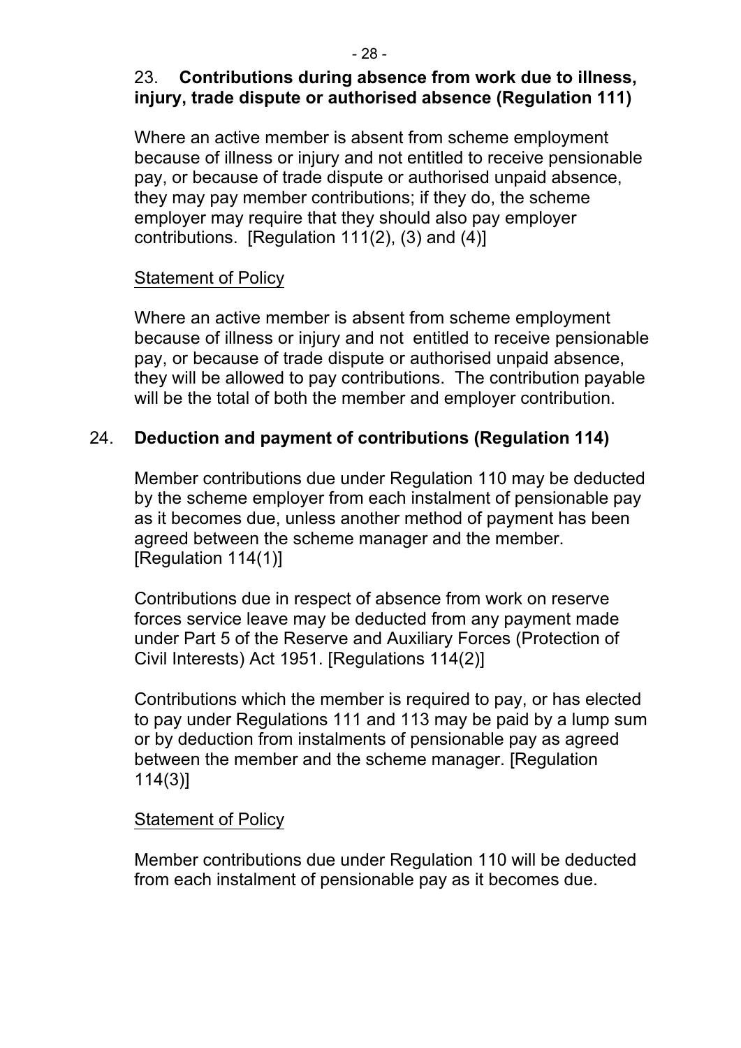## 23. Contributions during absence from work due to illness, injury, trade dispute or authorised absence (Regulation 111)

Where an active member is absent from scheme employment because of illness or injury and not entitled to receive pensionable pay, or because of trade dispute or authorised unpaid absence, they may pay member contributions; if they do, the scheme employer may require that they should also pay employer contributions. [Regulation 111(2), (3) and (4)]

Statement of Policy

Where an active member is absent from scheme employment because of illness or injury and not entitled to receive pensionable pay, or because of trade dispute or authorised unpaid absence, they will be allowed to pay contributions. The contribution payable will be the total of both the member and employer contribution.

## 24. Deduction and payment of contributions (Regulation 114)

Member contributions due under Regulation 110 may be deducted by the scheme employer from each instalment of pensionable pay as it becomes due, unless another method of payment has been agreed between the scheme manager and the member. [Regulation 114(1)]

Contributions due in respect of absence from work on reserve forces service leave may be deducted from any payment made under Part 5 of the Reserve and Auxiliary Forces (Protection of Civil Interests) Act 1951. [Regulations 114(2)]

Contributions which the member is required to pay, or has elected to pay under Regulations 111 and 113 may be paid by a lump sum or by deduction from instalments of pensionable pay as agreed between the member and the scheme manager. [Regulation 114(3)]

Statement of Policy

Member contributions due under Regulation 110 will be deducted from each instalment of pensionable pay as it becomes due.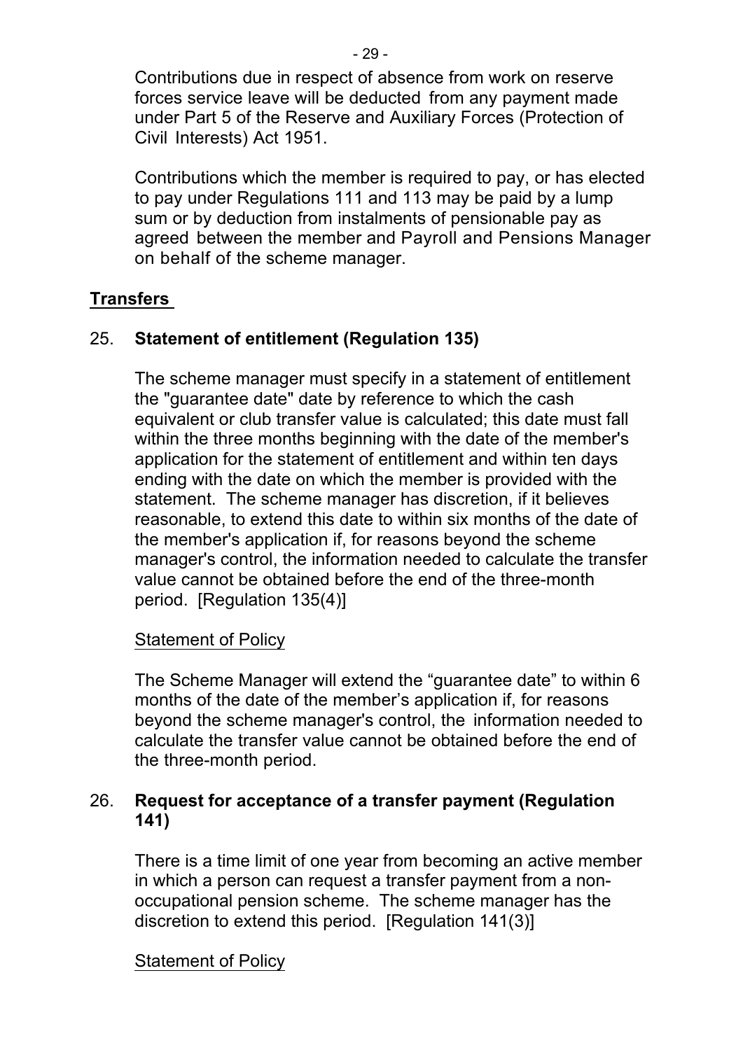Contributions due in respect of absence from work on reserve forces service leave will be deducted from any payment made under Part 5 of the Reserve and Auxiliary Forces (Protection of Civil Interests) Act 1951.

Contributions which the member is required to pay, or has elected to pay under Regulations 111 and 113 may be paid by a lump sum or by deduction from instalments of pensionable pay as agreed between the member and Payroll and Pensions Manager on behalf of the scheme manager.

## Transfers

### 25. Statement of entitlement (Regulation 135)

The scheme manager must specify in a statement of entitlement the "guarantee date" date by reference to which the cash equivalent or club transfer value is calculated; this date must fall within the three months beginning with the date of the member's application for the statement of entitlement and within ten days ending with the date on which the member is provided with the statement. The scheme manager has discretion, if it believes reasonable, to extend this date to within six months of the date of the member's application if, for reasons beyond the scheme manager's control, the information needed to calculate the transfer value cannot be obtained before the end of the three-month period. [Regulation 135(4)]

Statement of Policy

The Scheme Manager will extend the "guarantee date" to within 6 months of the date of the member's application if, for reasons beyond the scheme manager's control, the information needed to calculate the transfer value cannot be obtained before the end of the three-month period.

### 26. Request for acceptance of a transfer payment (Regulation 141)

There is a time limit of one year from becoming an active member in which a person can request a transfer payment from a non-occupational pension scheme. The scheme manager has the discretion to extend this period. [Regulation 141(3)]

Statement of Policy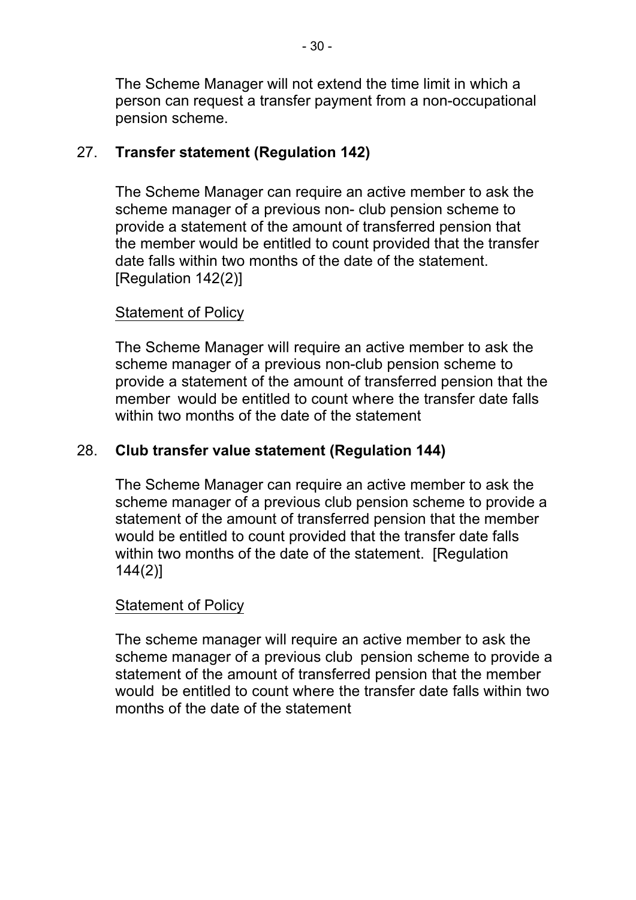The Scheme Manager will not extend the time limit in which a person can request a transfer payment from a non-occupational pension scheme.

## 27. **Transfer statement (Regulation 142)**

The Scheme Manager can require an active member to ask the scheme manager of a previous non- club pension scheme to provide a statement of the amount of transferred pension that the member would be entitled to count provided that the transfer date falls within two months of the date of the statement. [Regulation 142(2)]

Statement of Policy

The Scheme Manager will require an active member to ask the scheme manager of a previous non-club pension scheme to provide a statement of the amount of transferred pension that the member would be entitled to count where the transfer date falls within two months of the date of the statement

## 28. **Club transfer value statement (Regulation 144)**

The Scheme Manager can require an active member to ask the scheme manager of a previous club pension scheme to provide a statement of the amount of transferred pension that the member would be entitled to count provided that the transfer date falls within two months of the date of the statement. [Regulation 144(2)]

Statement of Policy

The scheme manager will require an active member to ask the scheme manager of a previous club pension scheme to provide a statement of the amount of transferred pension that the member would be entitled to count where the transfer date falls within two months of the date of the statement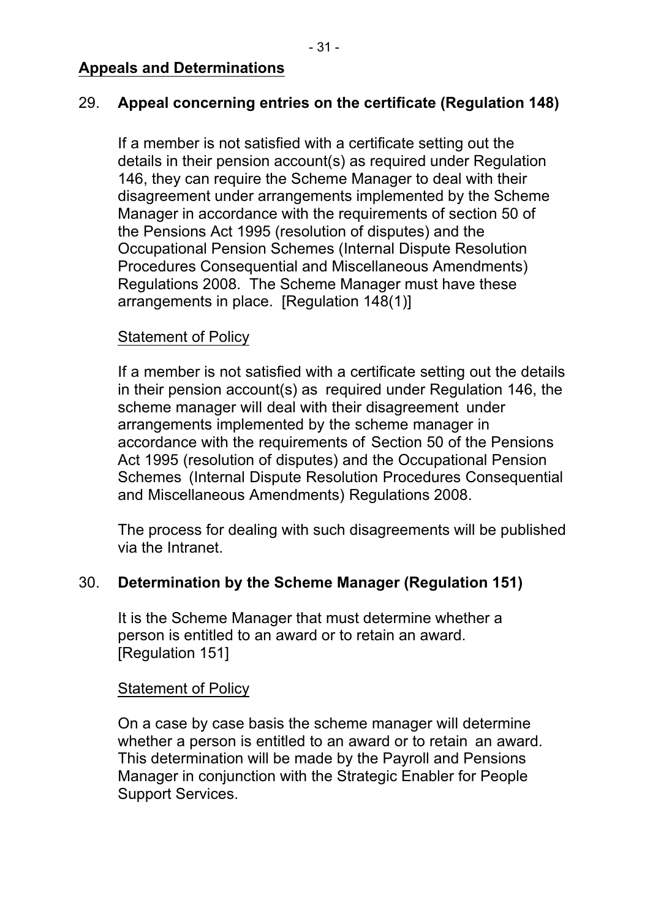## Appeals and Determinations

### 29. Appeal concerning entries on the certificate (Regulation 148)

If a member is not satisfied with a certificate setting out the details in their pension account(s) as required under Regulation 146, they can require the Scheme Manager to deal with their disagreement under arrangements implemented by the Scheme Manager in accordance with the requirements of section 50 of the Pensions Act 1995 (resolution of disputes) and the Occupational Pension Schemes (Internal Dispute Resolution Procedures Consequential and Miscellaneous Amendments) Regulations 2008. The Scheme Manager must have these arrangements in place. [Regulation 148(1)]

Statement of Policy

If a member is not satisfied with a certificate setting out the details in their pension account(s) as required under Regulation 146, the scheme manager will deal with their disagreement under arrangements implemented by the scheme manager in accordance with the requirements of Section 50 of the Pensions Act 1995 (resolution of disputes) and the Occupational Pension Schemes (Internal Dispute Resolution Procedures Consequential and Miscellaneous Amendments) Regulations 2008.

The process for dealing with such disagreements will be published via the Intranet.

### 30. Determination by the Scheme Manager (Regulation 151)

It is the Scheme Manager that must determine whether a person is entitled to an award or to retain an award. [Regulation 151]

Statement of Policy

On a case by case basis the scheme manager will determine whether a person is entitled to an award or to retain an award. This determination will be made by the Payroll and Pensions Manager in conjunction with the Strategic Enabler for People Support Services.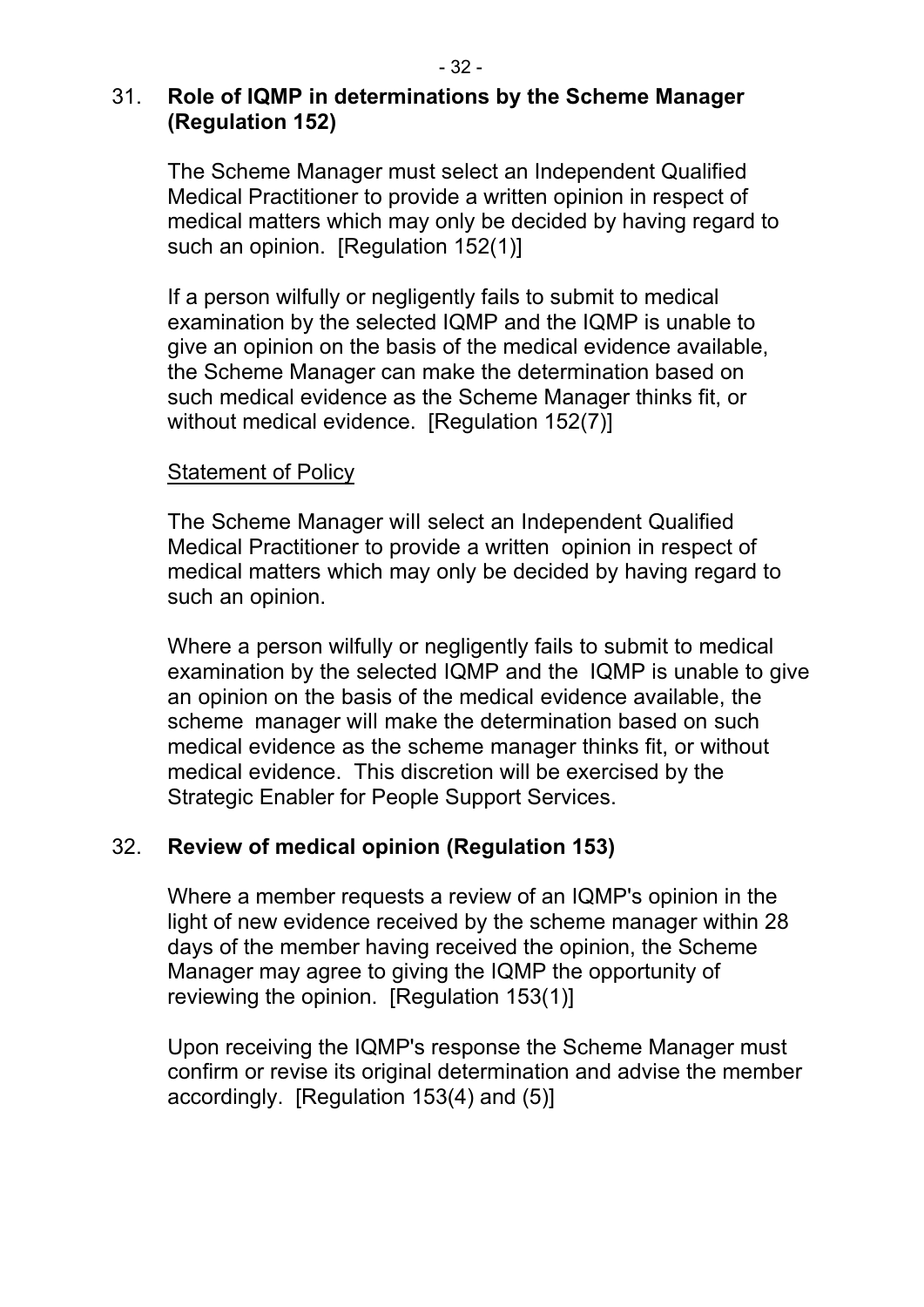## 31. Role of IQMP in determinations by the Scheme Manager (Regulation 152)

The Scheme Manager must select an Independent Qualified Medical Practitioner to provide a written opinion in respect of medical matters which may only be decided by having regard to such an opinion. [Regulation 152(1)]

If a person wilfully or negligently fails to submit to medical examination by the selected IQMP and the IQMP is unable to give an opinion on the basis of the medical evidence available, the Scheme Manager can make the determination based on such medical evidence as the Scheme Manager thinks fit, or without medical evidence. [Regulation 152(7)]

Statement of Policy

The Scheme Manager will select an Independent Qualified Medical Practitioner to provide a written opinion in respect of medical matters which may only be decided by having regard to such an opinion.

Where a person wilfully or negligently fails to submit to medical examination by the selected IQMP and the IQMP is unable to give an opinion on the basis of the medical evidence available, the scheme manager will make the determination based on such medical evidence as the scheme manager thinks fit, or without medical evidence. This discretion will be exercised by the Strategic Enabler for People Support Services.

## 32. Review of medical opinion (Regulation 153)

Where a member requests a review of an IQMP's opinion in the light of new evidence received by the scheme manager within 28 days of the member having received the opinion, the Scheme Manager may agree to giving the IQMP the opportunity of reviewing the opinion. [Regulation 153(1)]

Upon receiving the IQMP's response the Scheme Manager must confirm or revise its original determination and advise the member accordingly. [Regulation 153(4) and (5)]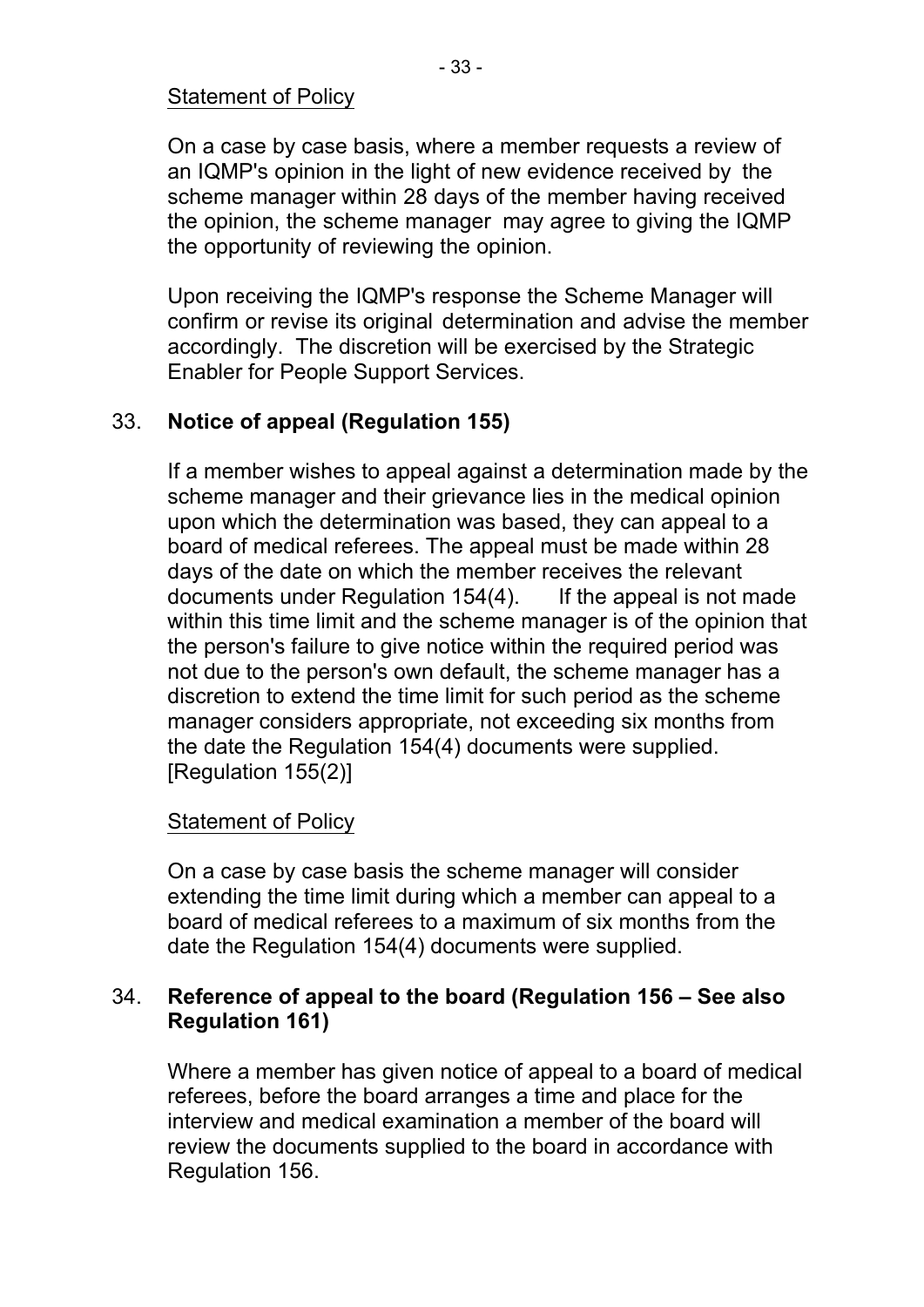Statement of Policy

On a case by case basis, where a member requests a review of an IQMP's opinion in the light of new evidence received by the scheme manager within 28 days of the member having received the opinion, the scheme manager may agree to giving the IQMP the opportunity of reviewing the opinion.

Upon receiving the IQMP's response the Scheme Manager will confirm or revise its original determination and advise the member accordingly. The discretion will be exercised by the Strategic Enabler for People Support Services.

33. **Notice of appeal (Regulation 155)**

If a member wishes to appeal against a determination made by the scheme manager and their grievance lies in the medical opinion upon which the determination was based, they can appeal to a board of medical referees. The appeal must be made within 28 days of the date on which the member receives the relevant documents under Regulation 154(4). If the appeal is not made within this time limit and the scheme manager is of the opinion that the person's failure to give notice within the required period was not due to the person's own default, the scheme manager has a discretion to extend the time limit for such period as the scheme manager considers appropriate, not exceeding six months from the date the Regulation 154(4) documents were supplied. [Regulation 155(2)]

Statement of Policy

On a case by case basis the scheme manager will consider extending the time limit during which a member can appeal to a board of medical referees to a maximum of six months from the date the Regulation 154(4) documents were supplied.

34. **Reference of appeal to the board (Regulation 156 – See also Regulation 161)**

Where a member has given notice of appeal to a board of medical referees, before the board arranges a time and place for the interview and medical examination a member of the board will review the documents supplied to the board in accordance with Regulation 156.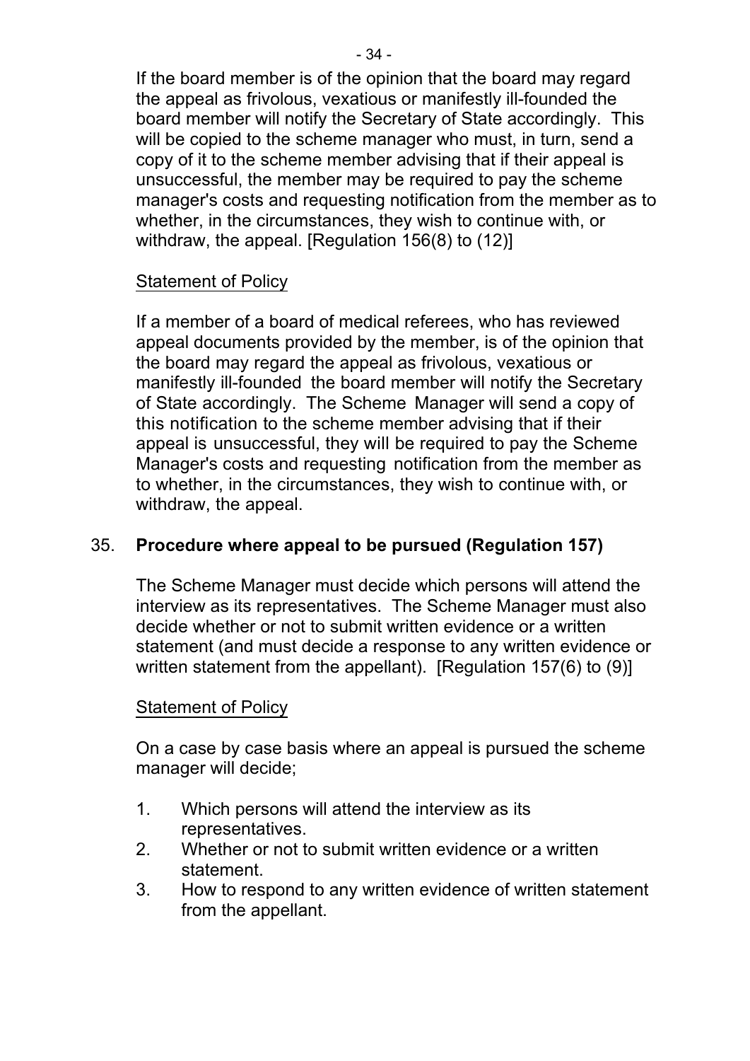If the board member is of the opinion that the board may regard the appeal as frivolous, vexatious or manifestly ill-founded the board member will notify the Secretary of State accordingly. This will be copied to the scheme manager who must, in turn, send a copy of it to the scheme member advising that if their appeal is unsuccessful, the member may be required to pay the scheme manager's costs and requesting notification from the member as to whether, in the circumstances, they wish to continue with, or withdraw, the appeal. [Regulation 156(8) to (12)]

Statement of Policy

If a member of a board of medical referees, who has reviewed appeal documents provided by the member, is of the opinion that the board may regard the appeal as frivolous, vexatious or manifestly ill-founded the board member will notify the Secretary of State accordingly. The Scheme Manager will send a copy of this notification to the scheme member advising that if their appeal is unsuccessful, they will be required to pay the Scheme Manager's costs and requesting notification from the member as to whether, in the circumstances, they wish to continue with, or withdraw, the appeal.

## 35. Procedure where appeal to be pursued (Regulation 157)

The Scheme Manager must decide which persons will attend the interview as its representatives. The Scheme Manager must also decide whether or not to submit written evidence or a written statement (and must decide a response to any written evidence or written statement from the appellant). [Regulation 157(6) to (9)]

Statement of Policy

On a case by case basis where an appeal is pursued the scheme manager will decide;

1. Which persons will attend the interview as its representatives.
2. Whether or not to submit written evidence or a written statement.
3. How to respond to any written evidence of written statement from the appellant.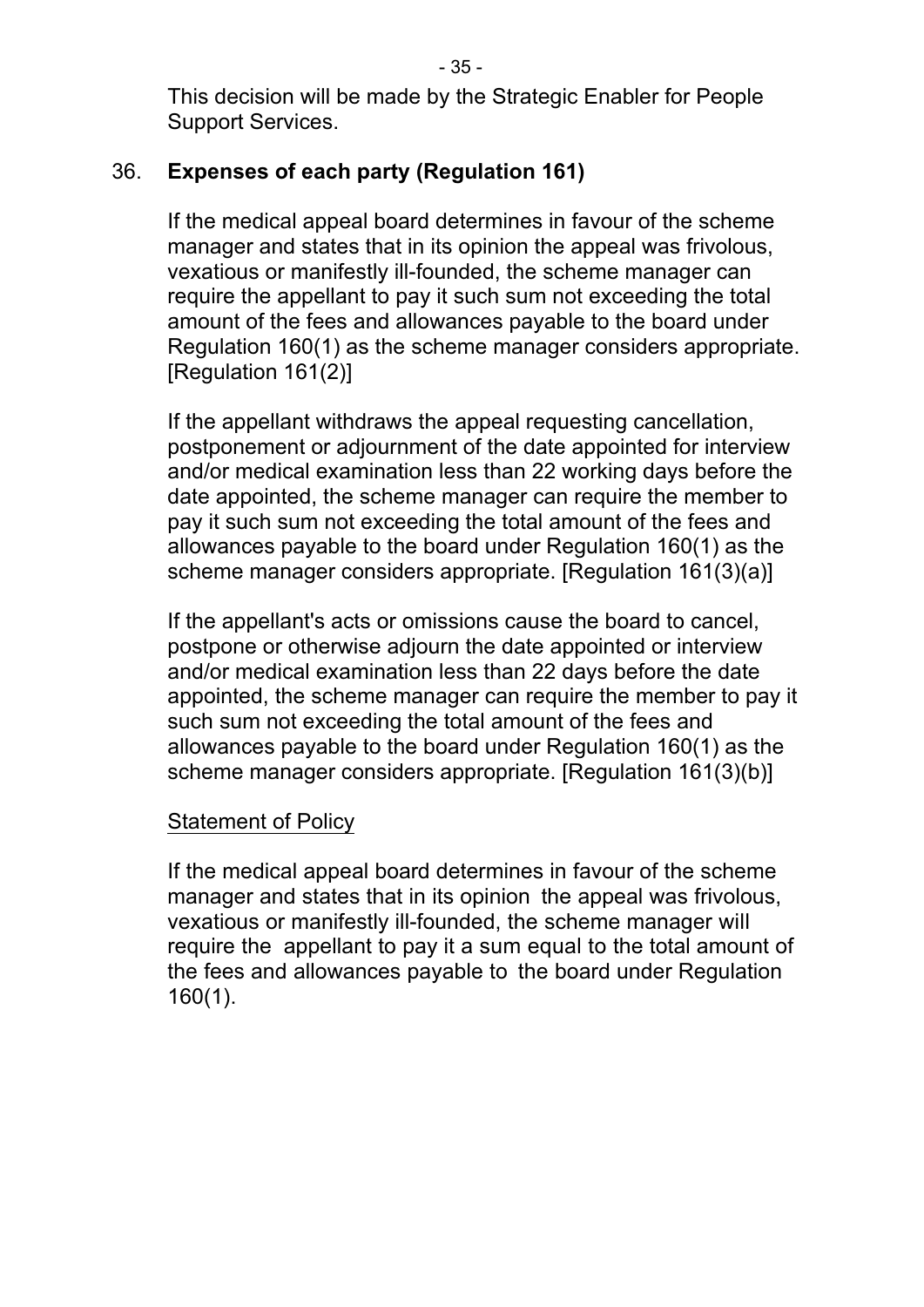This decision will be made by the Strategic Enabler for People Support Services.

## 36. Expenses of each party (Regulation 161)

If the medical appeal board determines in favour of the scheme manager and states that in its opinion the appeal was frivolous, vexatious or manifestly ill-founded, the scheme manager can require the appellant to pay it such sum not exceeding the total amount of the fees and allowances payable to the board under Regulation 160(1) as the scheme manager considers appropriate. [Regulation 161(2)]

If the appellant withdraws the appeal requesting cancellation, postponement or adjournment of the date appointed for interview and/or medical examination less than 22 working days before the date appointed, the scheme manager can require the member to pay it such sum not exceeding the total amount of the fees and allowances payable to the board under Regulation 160(1) as the scheme manager considers appropriate. [Regulation 161(3)(a)]

If the appellant's acts or omissions cause the board to cancel, postpone or otherwise adjourn the date appointed or interview and/or medical examination less than 22 days before the date appointed, the scheme manager can require the member to pay it such sum not exceeding the total amount of the fees and allowances payable to the board under Regulation 160(1) as the scheme manager considers appropriate. [Regulation 161(3)(b)]

Statement of Policy

If the medical appeal board determines in favour of the scheme manager and states that in its opinion the appeal was frivolous, vexatious or manifestly ill-founded, the scheme manager will require the appellant to pay it a sum equal to the total amount of the fees and allowances payable to the board under Regulation 160(1).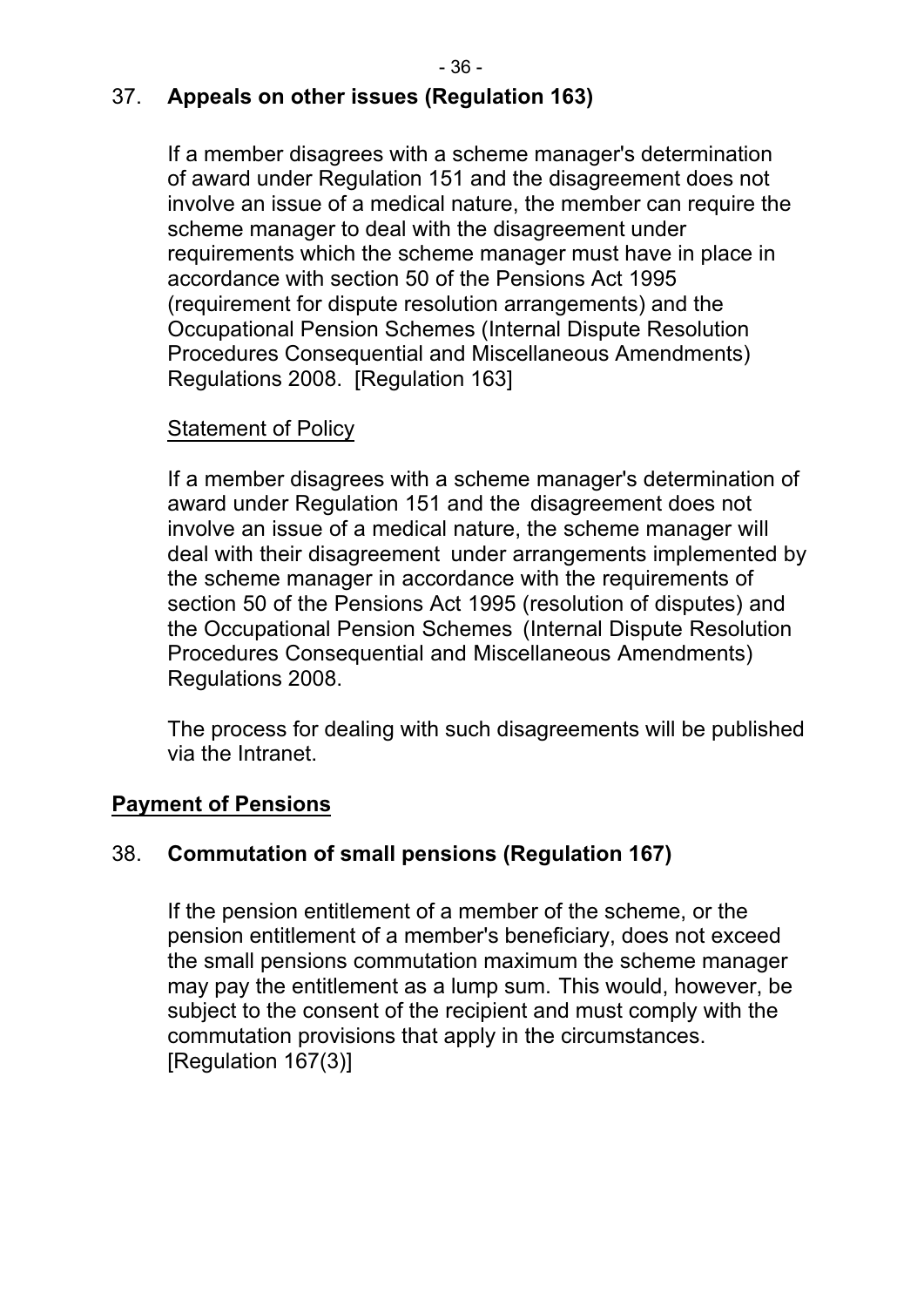## 37. Appeals on other issues (Regulation 163)

If a member disagrees with a scheme manager's determination of award under Regulation 151 and the disagreement does not involve an issue of a medical nature, the member can require the scheme manager to deal with the disagreement under requirements which the scheme manager must have in place in accordance with section 50 of the Pensions Act 1995 (requirement for dispute resolution arrangements) and the Occupational Pension Schemes (Internal Dispute Resolution Procedures Consequential and Miscellaneous Amendments) Regulations 2008. [Regulation 163]

<u>Statement of Policy</u>

If a member disagrees with a scheme manager's determination of award under Regulation 151 and the disagreement does not involve an issue of a medical nature, the scheme manager will deal with their disagreement under arrangements implemented by the scheme manager in accordance with the requirements of section 50 of the Pensions Act 1995 (resolution of disputes) and the Occupational Pension Schemes (Internal Dispute Resolution Procedures Consequential and Miscellaneous Amendments) Regulations 2008.

The process for dealing with such disagreements will be published via the Intranet.

## Payment of Pensions

## 38. Commutation of small pensions (Regulation 167)

If the pension entitlement of a member of the scheme, or the pension entitlement of a member's beneficiary, does not exceed the small pensions commutation maximum the scheme manager may pay the entitlement as a lump sum. This would, however, be subject to the consent of the recipient and must comply with the commutation provisions that apply in the circumstances. [Regulation 167(3)]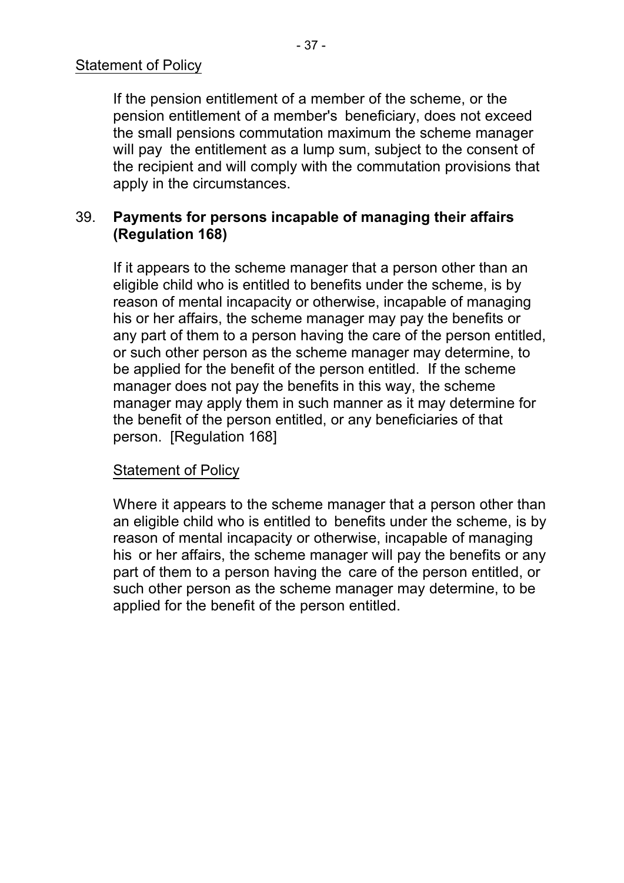Statement of Policy

If the pension entitlement of a member of the scheme, or the pension entitlement of a member's beneficiary, does not exceed the small pensions commutation maximum the scheme manager will pay the entitlement as a lump sum, subject to the consent of the recipient and will comply with the commutation provisions that apply in the circumstances.

## 39. Payments for persons incapable of managing their affairs (Regulation 168)

If it appears to the scheme manager that a person other than an eligible child who is entitled to benefits under the scheme, is by reason of mental incapacity or otherwise, incapable of managing his or her affairs, the scheme manager may pay the benefits or any part of them to a person having the care of the person entitled, or such other person as the scheme manager may determine, to be applied for the benefit of the person entitled. If the scheme manager does not pay the benefits in this way, the scheme manager may apply them in such manner as it may determine for the benefit of the person entitled, or any beneficiaries of that person. [Regulation 168]

Statement of Policy

Where it appears to the scheme manager that a person other than an eligible child who is entitled to benefits under the scheme, is by reason of mental incapacity or otherwise, incapable of managing his or her affairs, the scheme manager will pay the benefits or any part of them to a person having the care of the person entitled, or such other person as the scheme manager may determine, to be applied for the benefit of the person entitled.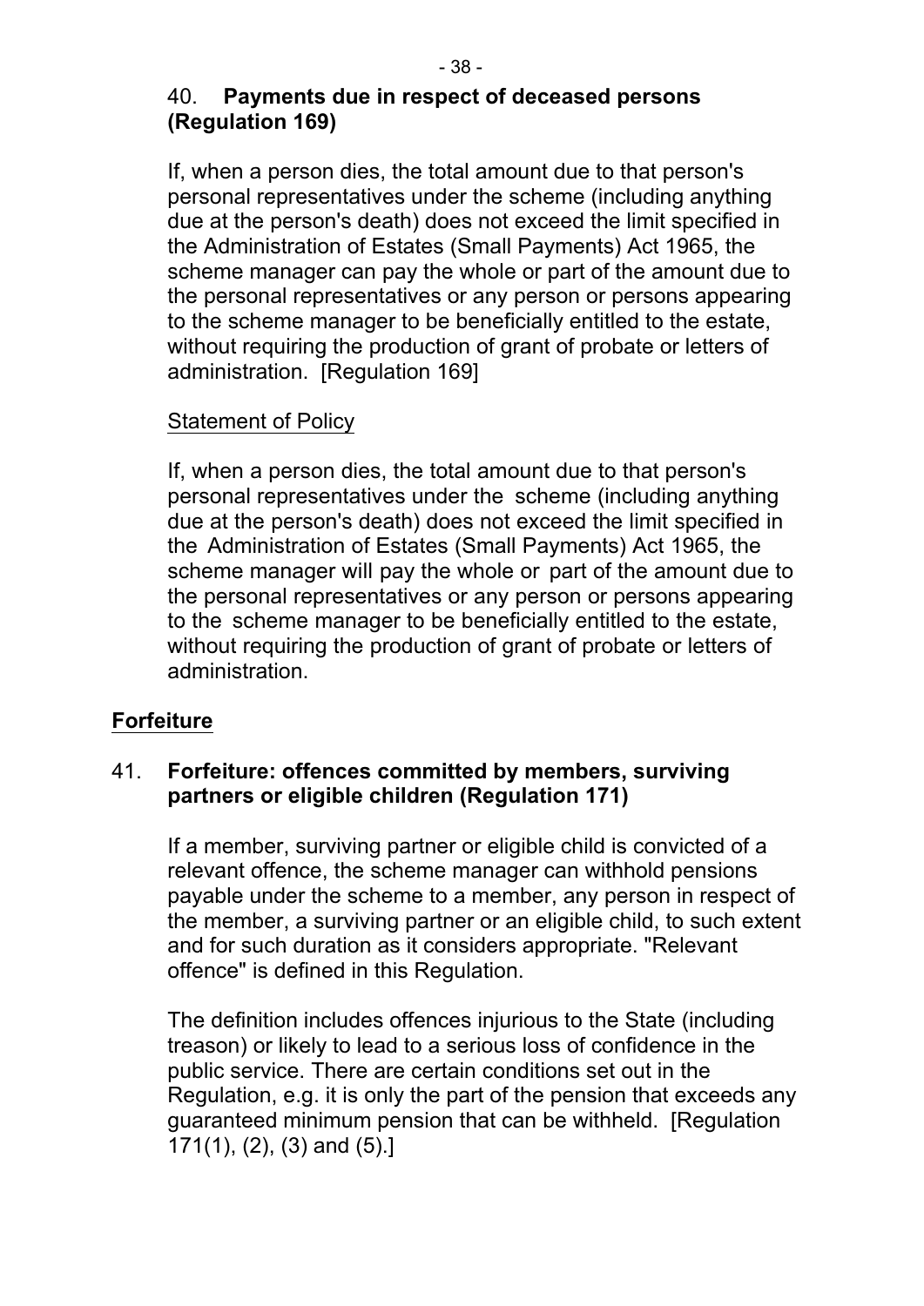### 40. **Payments due in respect of deceased persons (Regulation 169)**

If, when a person dies, the total amount due to that person's personal representatives under the scheme (including anything due at the person's death) does not exceed the limit specified in the Administration of Estates (Small Payments) Act 1965, the scheme manager can pay the whole or part of the amount due to the personal representatives or any person or persons appearing to the scheme manager to be beneficially entitled to the estate, without requiring the production of grant of probate or letters of administration. [Regulation 169]

Statement of Policy

If, when a person dies, the total amount due to that person's personal representatives under the scheme (including anything due at the person's death) does not exceed the limit specified in the Administration of Estates (Small Payments) Act 1965, the scheme manager will pay the whole or part of the amount due to the personal representatives or any person or persons appearing to the scheme manager to be beneficially entitled to the estate, without requiring the production of grant of probate or letters of administration.

## Forfeiture

### 41. **Forfeiture: offences committed by members, surviving partners or eligible children (Regulation 171)**

If a member, surviving partner or eligible child is convicted of a relevant offence, the scheme manager can withhold pensions payable under the scheme to a member, any person in respect of the member, a surviving partner or an eligible child, to such extent and for such duration as it considers appropriate. "Relevant offence" is defined in this Regulation.

The definition includes offences injurious to the State (including treason) or likely to lead to a serious loss of confidence in the public service. There are certain conditions set out in the Regulation, e.g. it is only the part of the pension that exceeds any guaranteed minimum pension that can be withheld. [Regulation 171(1), (2), (3) and (5).]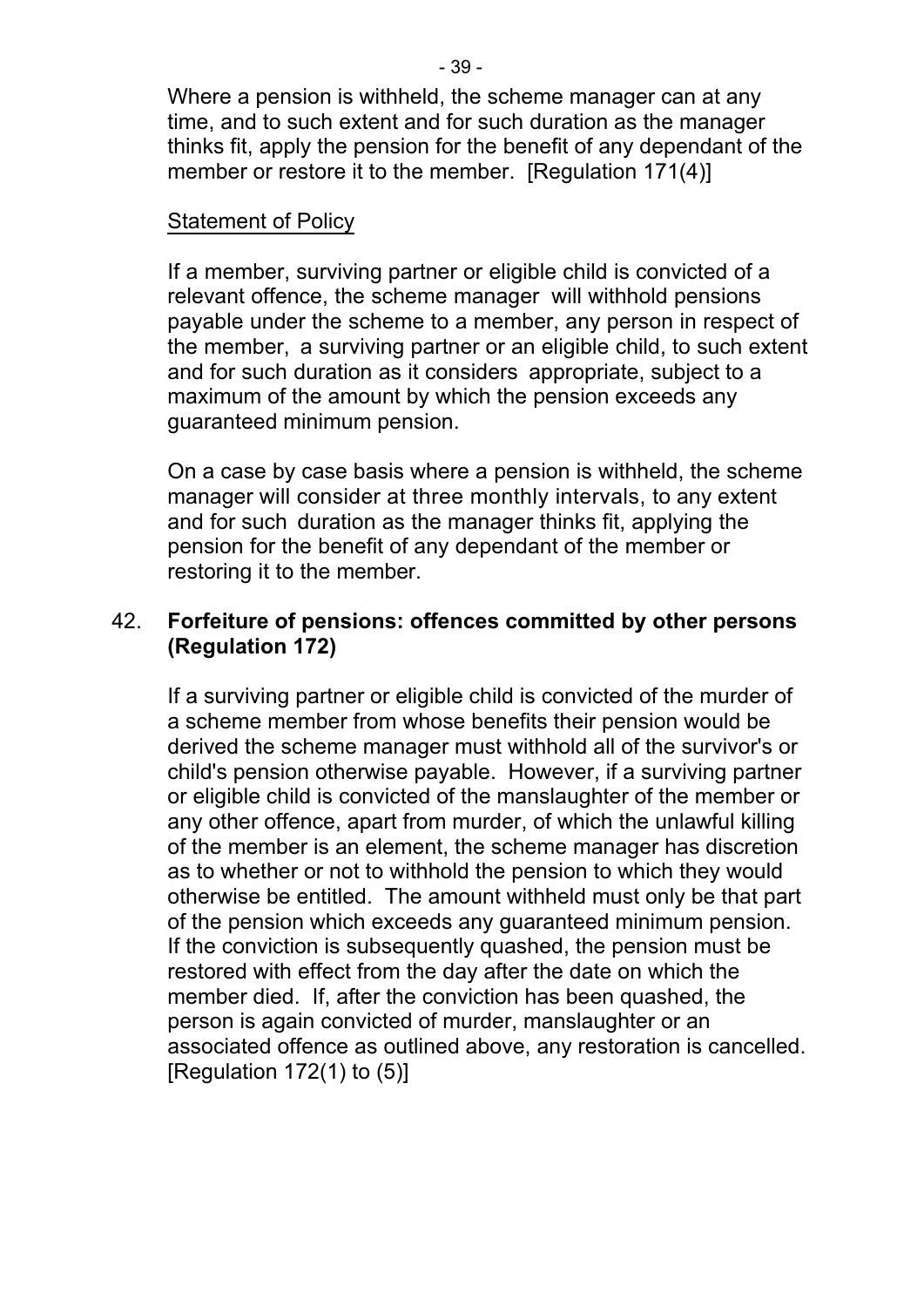Where a pension is withheld, the scheme manager can at any time, and to such extent and for such duration as the manager thinks fit, apply the pension for the benefit of any dependant of the member or restore it to the member. [Regulation 171(4)]

<u>Statement of Policy</u>

If a member, surviving partner or eligible child is convicted of a relevant offence, the scheme manager will withhold pensions payable under the scheme to a member, any person in respect of the member, a surviving partner or an eligible child, to such extent and for such duration as it considers appropriate, subject to a maximum of the amount by which the pension exceeds any guaranteed minimum pension.

On a case by case basis where a pension is withheld, the scheme manager will consider at three monthly intervals, to any extent and for such duration as the manager thinks fit, applying the pension for the benefit of any dependant of the member or restoring it to the member.

## 42. Forfeiture of pensions: offences committed by other persons (Regulation 172)

If a surviving partner or eligible child is convicted of the murder of a scheme member from whose benefits their pension would be derived the scheme manager must withhold all of the survivor's or child's pension otherwise payable. However, if a surviving partner or eligible child is convicted of the manslaughter of the member or any other offence, apart from murder, of which the unlawful killing of the member is an element, the scheme manager has discretion as to whether or not to withhold the pension to which they would otherwise be entitled. The amount withheld must only be that part of the pension which exceeds any guaranteed minimum pension. If the conviction is subsequently quashed, the pension must be restored with effect from the day after the date on which the member died. If, after the conviction has been quashed, the person is again convicted of murder, manslaughter or an associated offence as outlined above, any restoration is cancelled. [Regulation 172(1) to (5)]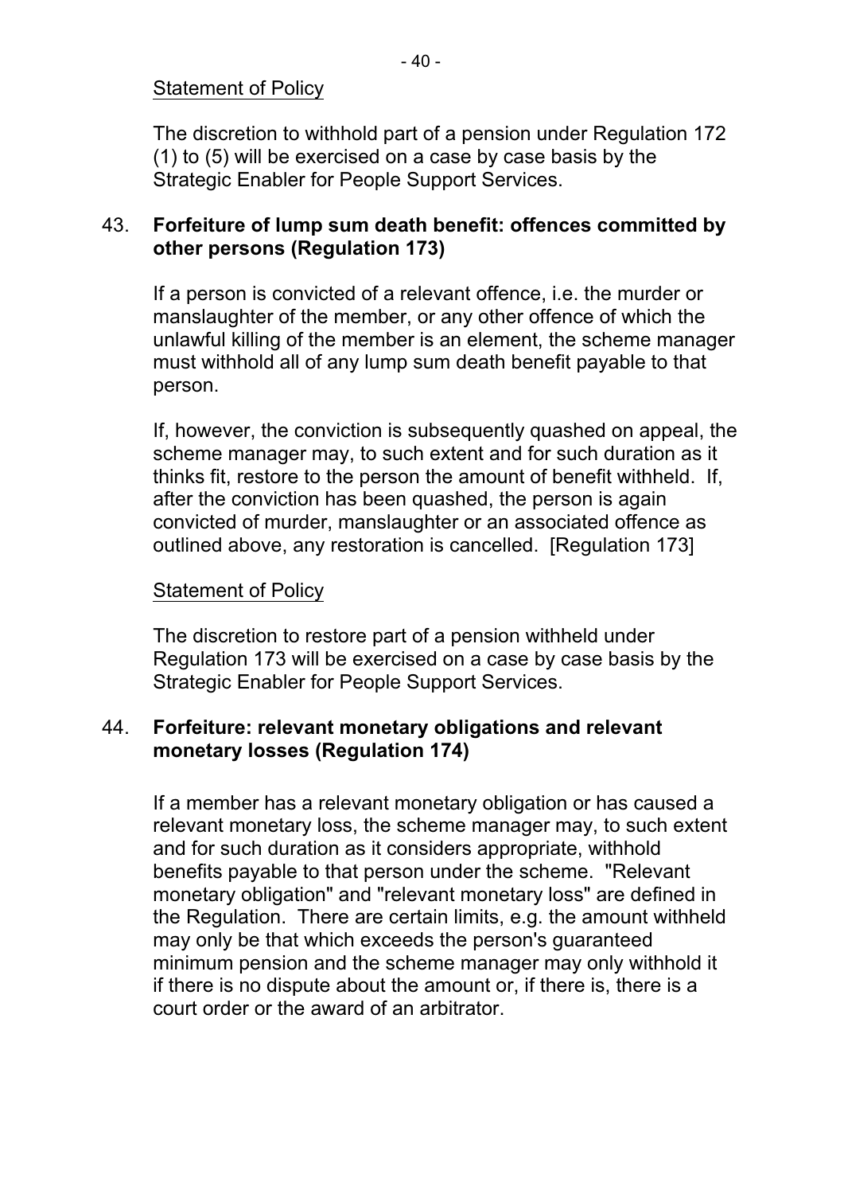Statement of Policy

The discretion to withhold part of a pension under Regulation 172 (1) to (5) will be exercised on a case by case basis by the Strategic Enabler for People Support Services.

## 43. Forfeiture of lump sum death benefit: offences committed by other persons (Regulation 173)

If a person is convicted of a relevant offence, i.e. the murder or manslaughter of the member, or any other offence of which the unlawful killing of the member is an element, the scheme manager must withhold all of any lump sum death benefit payable to that person.

If, however, the conviction is subsequently quashed on appeal, the scheme manager may, to such extent and for such duration as it thinks fit, restore to the person the amount of benefit withheld. If, after the conviction has been quashed, the person is again convicted of murder, manslaughter or an associated offence as outlined above, any restoration is cancelled. [Regulation 173]

Statement of Policy

The discretion to restore part of a pension withheld under Regulation 173 will be exercised on a case by case basis by the Strategic Enabler for People Support Services.

## 44. Forfeiture: relevant monetary obligations and relevant monetary losses (Regulation 174)

If a member has a relevant monetary obligation or has caused a relevant monetary loss, the scheme manager may, to such extent and for such duration as it considers appropriate, withhold benefits payable to that person under the scheme. "Relevant monetary obligation" and "relevant monetary loss" are defined in the Regulation. There are certain limits, e.g. the amount withheld may only be that which exceeds the person's guaranteed minimum pension and the scheme manager may only withhold it if there is no dispute about the amount or, if there is, there is a court order or the award of an arbitrator.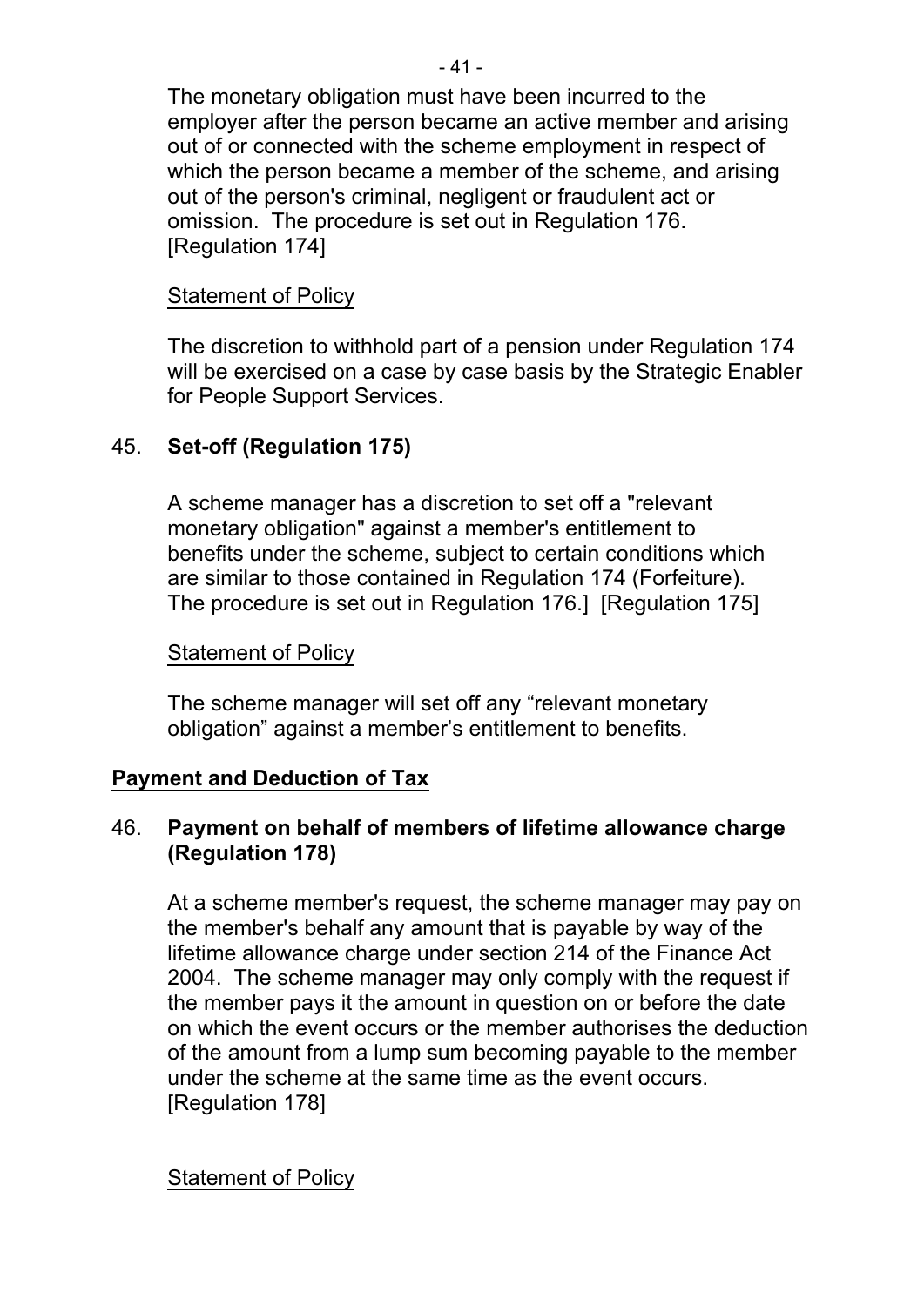The monetary obligation must have been incurred to the employer after the person became an active member and arising out of or connected with the scheme employment in respect of which the person became a member of the scheme, and arising out of the person's criminal, negligent or fraudulent act or omission. The procedure is set out in Regulation 176. [Regulation 174]

<u>Statement of Policy</u>

The discretion to withhold part of a pension under Regulation 174 will be exercised on a case by case basis by the Strategic Enabler for People Support Services.

45. **Set-off (Regulation 175)**

A scheme manager has a discretion to set off a "relevant monetary obligation" against a member's entitlement to benefits under the scheme, subject to certain conditions which are similar to those contained in Regulation 174 (Forfeiture). The procedure is set out in Regulation 176.] [Regulation 175]

<u>Statement of Policy</u>

The scheme manager will set off any "relevant monetary obligation" against a member's entitlement to benefits.

**<u>Payment and Deduction of Tax</u>**

46. **Payment on behalf of members of lifetime allowance charge (Regulation 178)**

At a scheme member's request, the scheme manager may pay on the member's behalf any amount that is payable by way of the lifetime allowance charge under section 214 of the Finance Act 2004. The scheme manager may only comply with the request if the member pays it the amount in question on or before the date on which the event occurs or the member authorises the deduction of the amount from a lump sum becoming payable to the member under the scheme at the same time as the event occurs. [Regulation 178]

<u>Statement of Policy</u>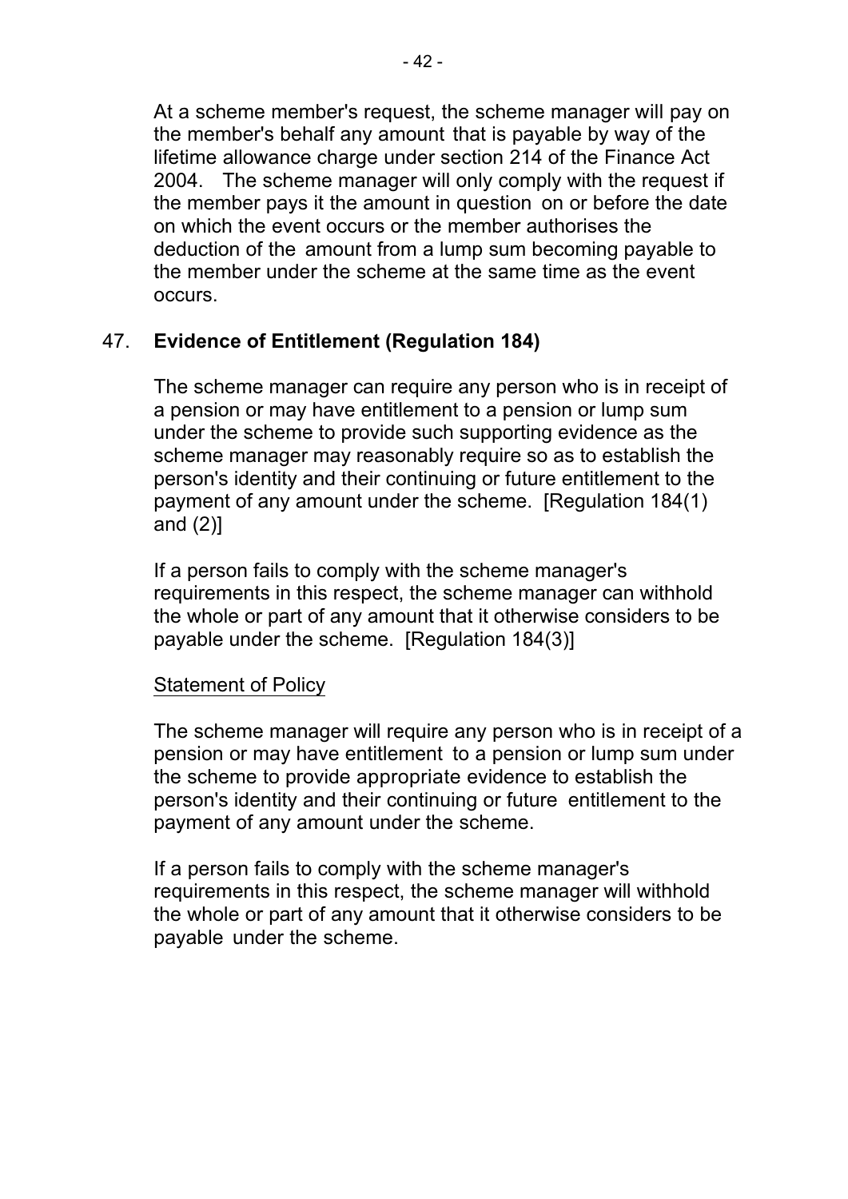At a scheme member's request, the scheme manager will pay on the member's behalf any amount that is payable by way of the lifetime allowance charge under section 214 of the Finance Act 2004. The scheme manager will only comply with the request if the member pays it the amount in question on or before the date on which the event occurs or the member authorises the deduction of the amount from a lump sum becoming payable to the member under the scheme at the same time as the event occurs.

## 47. **Evidence of Entitlement (Regulation 184)**

The scheme manager can require any person who is in receipt of a pension or may have entitlement to a pension or lump sum under the scheme to provide such supporting evidence as the scheme manager may reasonably require so as to establish the person's identity and their continuing or future entitlement to the payment of any amount under the scheme. [Regulation 184(1) and (2)]

If a person fails to comply with the scheme manager's requirements in this respect, the scheme manager can withhold the whole or part of any amount that it otherwise considers to be payable under the scheme. [Regulation 184(3)]

<u>Statement of Policy</u>

The scheme manager will require any person who is in receipt of a pension or may have entitlement to a pension or lump sum under the scheme to provide appropriate evidence to establish the person's identity and their continuing or future entitlement to the payment of any amount under the scheme.

If a person fails to comply with the scheme manager's requirements in this respect, the scheme manager will withhold the whole or part of any amount that it otherwise considers to be payable under the scheme.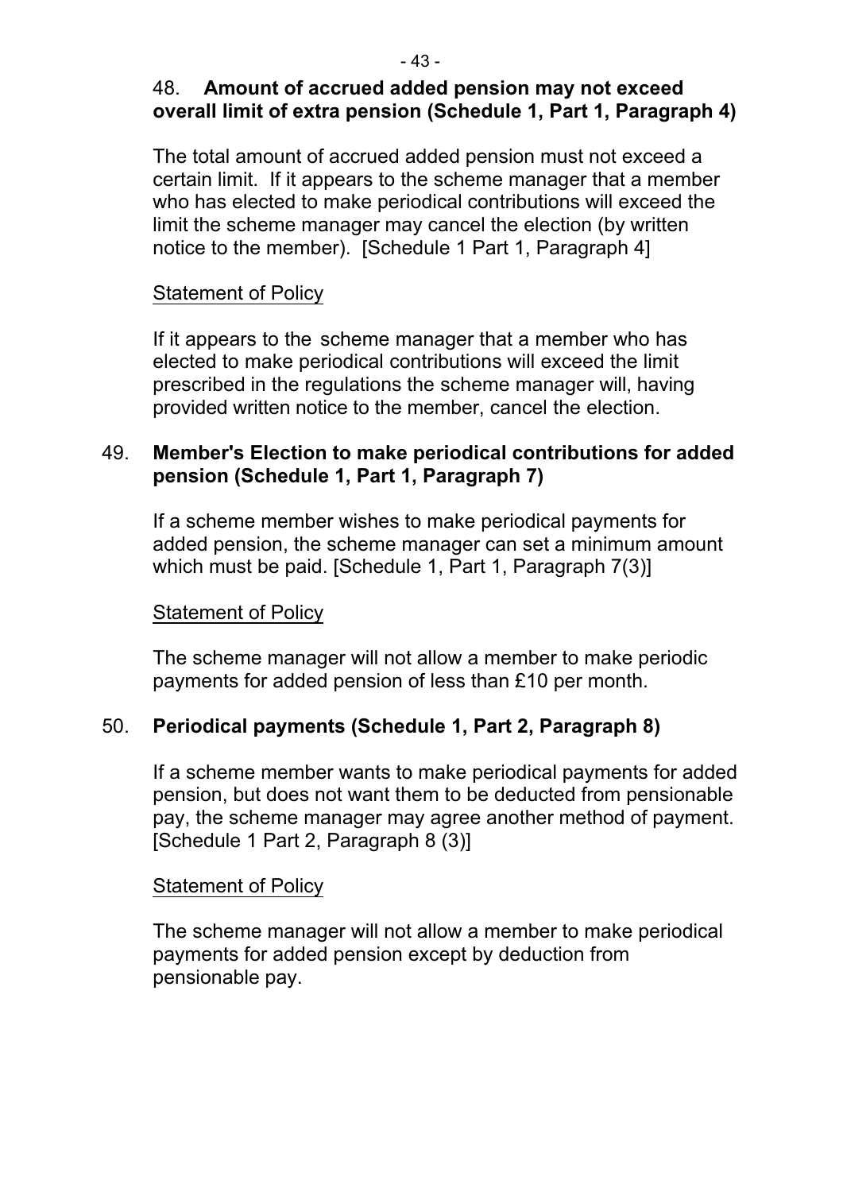### 48. **Amount of accrued added pension may not exceed overall limit of extra pension (Schedule 1, Part 1, Paragraph 4)**

The total amount of accrued added pension must not exceed a certain limit. If it appears to the scheme manager that a member who has elected to make periodical contributions will exceed the limit the scheme manager may cancel the election (by written notice to the member). [Schedule 1 Part 1, Paragraph 4]

Statement of Policy

If it appears to the scheme manager that a member who has elected to make periodical contributions will exceed the limit prescribed in the regulations the scheme manager will, having provided written notice to the member, cancel the election.

### 49. **Member's Election to make periodical contributions for added pension (Schedule 1, Part 1, Paragraph 7)**

If a scheme member wishes to make periodical payments for added pension, the scheme manager can set a minimum amount which must be paid. [Schedule 1, Part 1, Paragraph 7(3)]

Statement of Policy

The scheme manager will not allow a member to make periodic payments for added pension of less than £10 per month.

### 50. **Periodical payments (Schedule 1, Part 2, Paragraph 8)**

If a scheme member wants to make periodical payments for added pension, but does not want them to be deducted from pensionable pay, the scheme manager may agree another method of payment. [Schedule 1 Part 2, Paragraph 8 (3)]

Statement of Policy

The scheme manager will not allow a member to make periodical payments for added pension except by deduction from pensionable pay.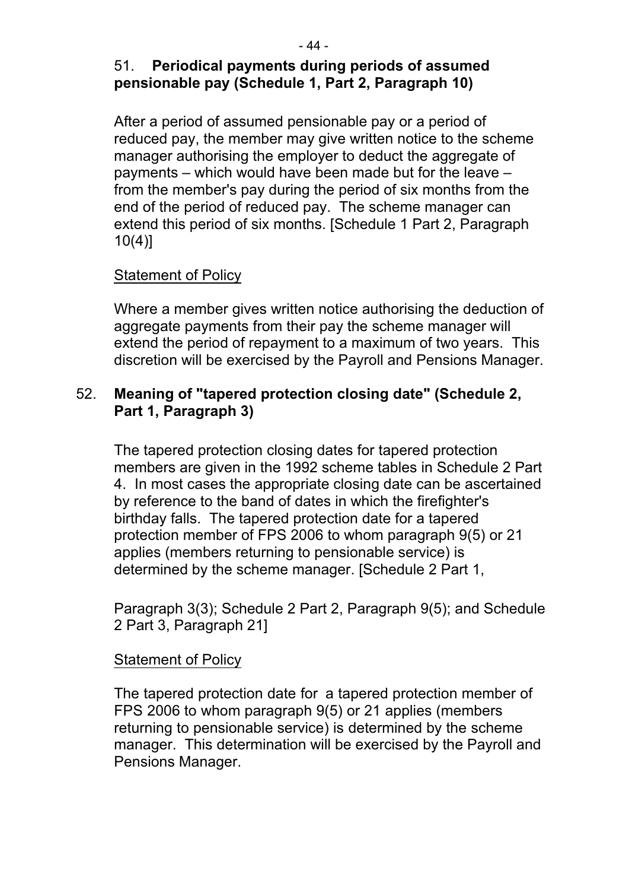## 51. Periodical payments during periods of assumed pensionable pay (Schedule 1, Part 2, Paragraph 10)

After a period of assumed pensionable pay or a period of reduced pay, the member may give written notice to the scheme manager authorising the employer to deduct the aggregate of payments – which would have been made but for the leave – from the member's pay during the period of six months from the end of the period of reduced pay. The scheme manager can extend this period of six months. [Schedule 1 Part 2, Paragraph 10(4)]

<u>Statement of Policy</u>

Where a member gives written notice authorising the deduction of aggregate payments from their pay the scheme manager will extend the period of repayment to a maximum of two years. This discretion will be exercised by the Payroll and Pensions Manager.

## 52. Meaning of "tapered protection closing date" (Schedule 2, Part 1, Paragraph 3)

The tapered protection closing dates for tapered protection members are given in the 1992 scheme tables in Schedule 2 Part 4. In most cases the appropriate closing date can be ascertained by reference to the band of dates in which the firefighter's birthday falls. The tapered protection date for a tapered protection member of FPS 2006 to whom paragraph 9(5) or 21 applies (members returning to pensionable service) is determined by the scheme manager. [Schedule 2 Part 1, Paragraph 3(3); Schedule 2 Part 2, Paragraph 9(5); and Schedule 2 Part 3, Paragraph 21]

<u>Statement of Policy</u>

The tapered protection date for a tapered protection member of FPS 2006 to whom paragraph 9(5) or 21 applies (members returning to pensionable service) is determined by the scheme manager. This determination will be exercised by the Payroll and Pensions Manager.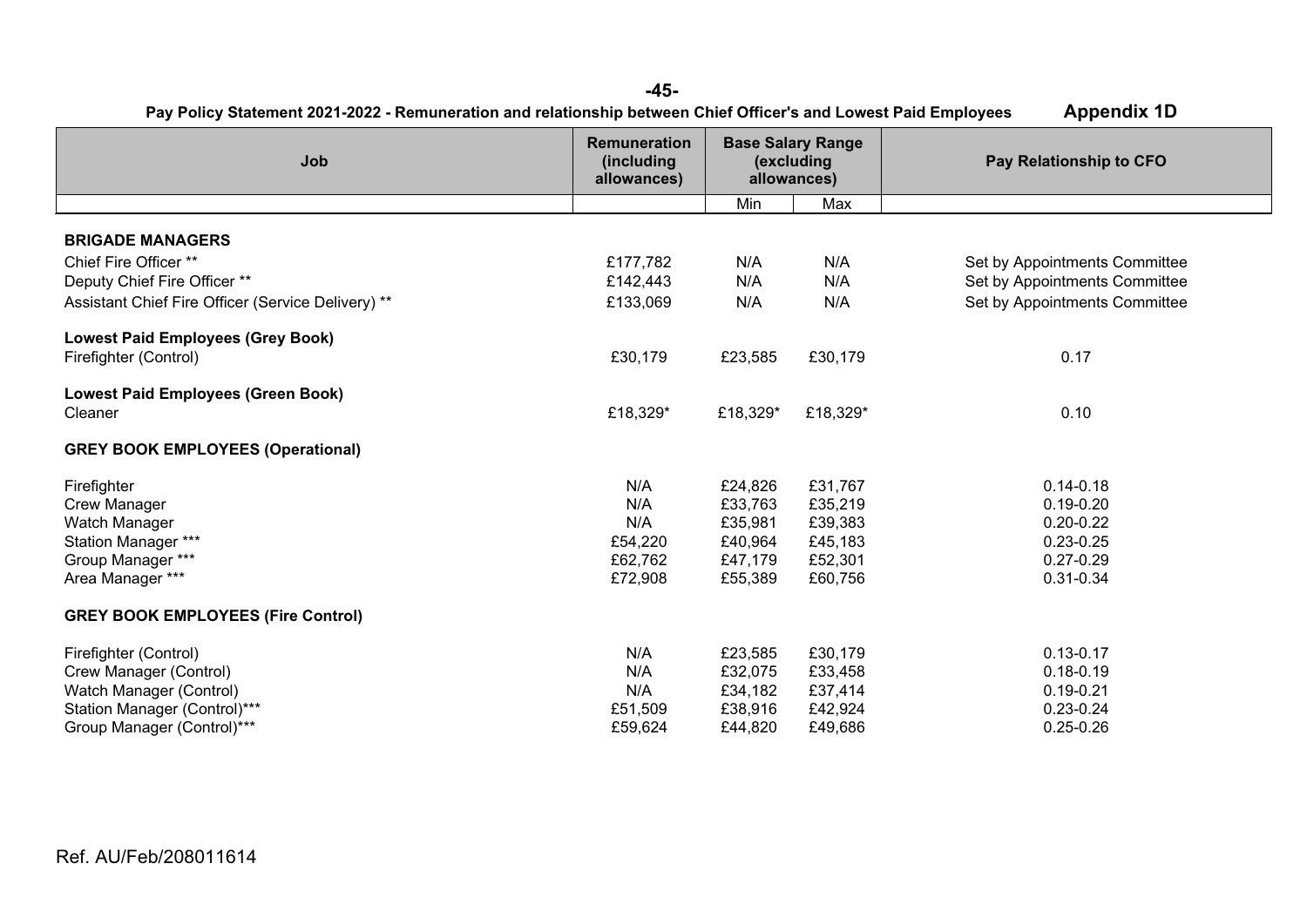**Pay Policy Statement 2021-2022 - Remuneration and relationship between Chief Officer's and Lowest Paid Employees** **Appendix 1D**

| Job | Remuneration (including allowances) | Base Salary Range (excluding allowances) | | Pay Relationship to CFO |
|---|---|---|---|---|
| | | Min | Max | |
| **BRIGADE MANAGERS** | | | | |
| Chief Fire Officer ** | £177,782 | N/A | N/A | Set by Appointments Committee |
| Deputy Chief Fire Officer ** | £142,443 | N/A | N/A | Set by Appointments Committee |
| Assistant Chief Fire Officer (Service Delivery) ** | £133,069 | N/A | N/A | Set by Appointments Committee |
| **Lowest Paid Employees (Grey Book)** | | | | |
| Firefighter (Control) | £30,179 | £23,585 | £30,179 | 0.17 |
| **Lowest Paid Employees (Green Book)** | | | | |
| Cleaner | £18,329* | £18,329* | £18,329* | 0.10 |
| **GREY BOOK EMPLOYEES (Operational)** | | | | |
| Firefighter | N/A | £24,826 | £31,767 | 0.14-0.18 |
| Crew Manager | N/A | £33,763 | £35,219 | 0.19-0.20 |
| Watch Manager | N/A | £35,981 | £39,383 | 0.20-0.22 |
| Station Manager *** | £54,220 | £40,964 | £45,183 | 0.23-0.25 |
| Group Manager *** | £62,762 | £47,179 | £52,301 | 0.27-0.29 |
| Area Manager *** | £72,908 | £55,389 | £60,756 | 0.31-0.34 |
| **GREY BOOK EMPLOYEES (Fire Control)** | | | | |
| Firefighter (Control) | N/A | £23,585 | £30,179 | 0.13-0.17 |
| Crew Manager (Control) | N/A | £32,075 | £33,458 | 0.18-0.19 |
| Watch Manager (Control) | N/A | £34,182 | £37,414 | 0.19-0.21 |
| Station Manager (Control)*** | £51,509 | £38,916 | £42,924 | 0.23-0.24 |
| Group Manager (Control)*** | £59,624 | £44,820 | £49,686 | 0.25-0.26 |

Ref. AU/Feb/208011614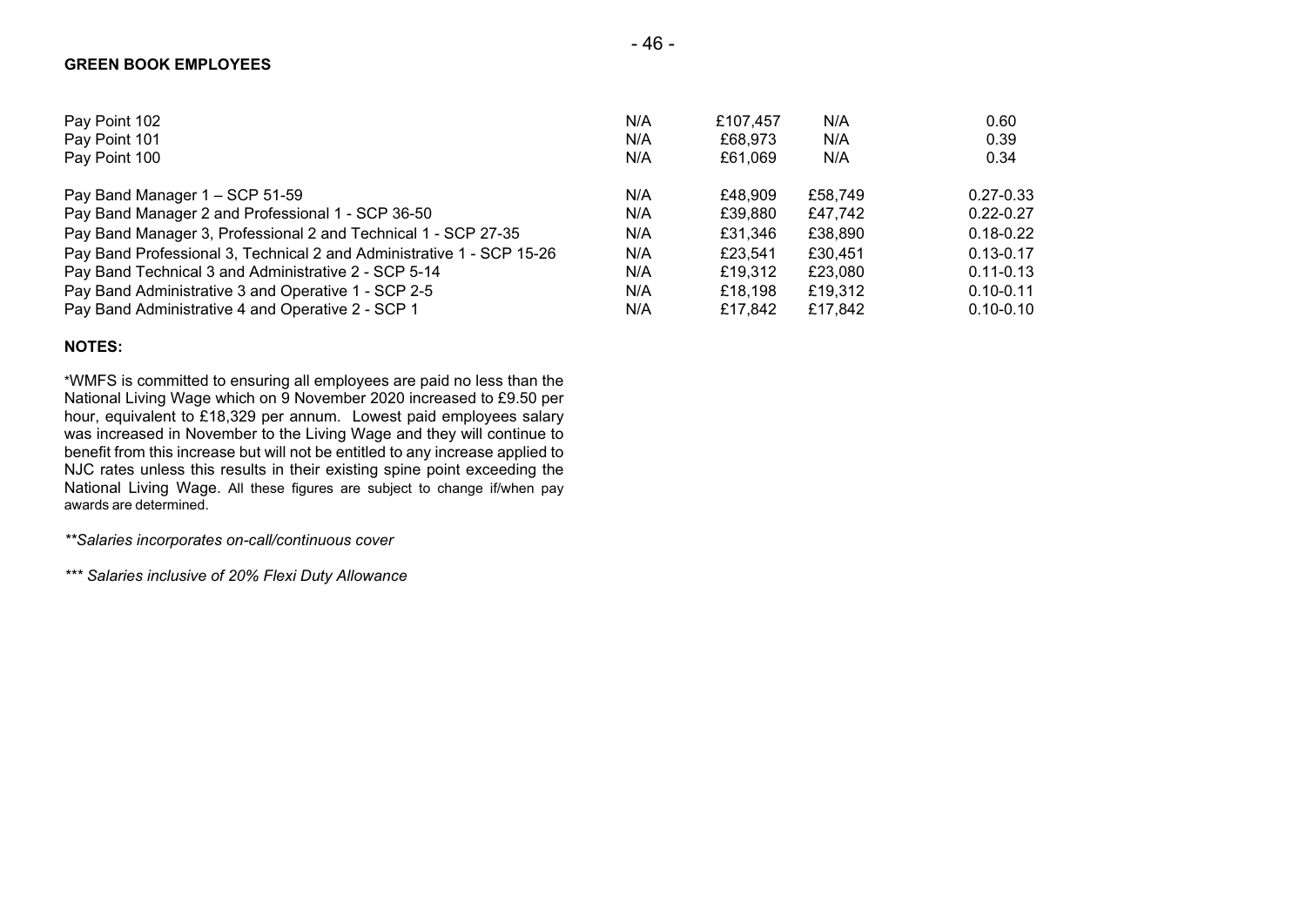**GREEN BOOK EMPLOYEES**

| | | | | |
|---|---|---|---|---|
| Pay Point 102 | N/A | £107,457 | N/A | 0.60 |
| Pay Point 101 | N/A | £68,973 | N/A | 0.39 |
| Pay Point 100 | N/A | £61,069 | N/A | 0.34 |
| Pay Band Manager 1 – SCP 51-59 | N/A | £48,909 | £58,749 | 0.27-0.33 |
| Pay Band Manager 2 and Professional 1 - SCP 36-50 | N/A | £39,880 | £47,742 | 0.22-0.27 |
| Pay Band Manager 3, Professional 2 and Technical 1 - SCP 27-35 | N/A | £31,346 | £38,890 | 0.18-0.22 |
| Pay Band Professional 3, Technical 2 and Administrative 1 - SCP 15-26 | N/A | £23,541 | £30,451 | 0.13-0.17 |
| Pay Band Technical 3 and Administrative 2 - SCP 5-14 | N/A | £19,312 | £23,080 | 0.11-0.13 |
| Pay Band Administrative 3 and Operative 1 - SCP 2-5 | N/A | £18,198 | £19,312 | 0.10-0.11 |
| Pay Band Administrative 4 and Operative 2 - SCP 1 | N/A | £17,842 | £17,842 | 0.10-0.10 |

**NOTES:**

*WMFS is committed to ensuring all employees are paid no less than the National Living Wage which on 9 November 2020 increased to £9.50 per hour, equivalent to £18,329 per annum. Lowest paid employees salary was increased in November to the Living Wage and they will continue to benefit from this increase but will not be entitled to any increase applied to NJC rates unless this results in their existing spine point exceeding the National Living Wage. All these figures are subject to change if/when pay awards are determined.

*\*\*Salaries incorporates on-call/continuous cover*

*\*\*\* Salaries inclusive of 20% Flexi Duty Allowance*